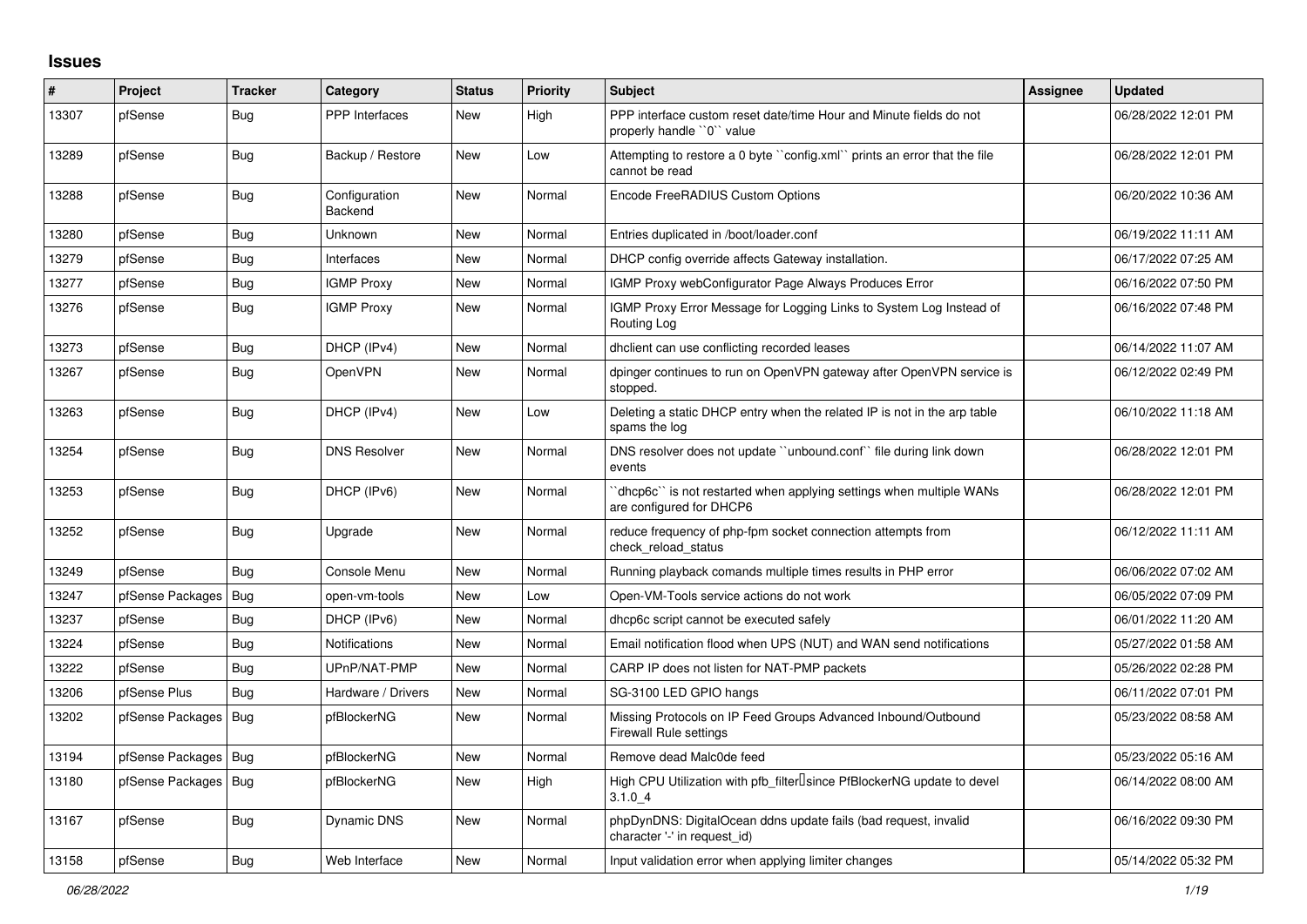## Issues

| # | Project | Tracker | Category | Status | Priority | Subject | Assignee | Updated |
|---|---|---|---|---|---|---|---|---|
| 13307 | pfSense | Bug | PPP Interfaces | New | High | PPP interface custom reset date/time Hour and Minute fields do not properly handle ``0`` value | | 06/28/2022 12:01 PM |
| 13289 | pfSense | Bug | Backup / Restore | New | Low | Attempting to restore a 0 byte ``config.xml`` prints an error that the file cannot be read | | 06/28/2022 12:01 PM |
| 13288 | pfSense | Bug | Configuration Backend | New | Normal | Encode FreeRADIUS Custom Options | | 06/20/2022 10:36 AM |
| 13280 | pfSense | Bug | Unknown | New | Normal | Entries duplicated in /boot/loader.conf | | 06/19/2022 11:11 AM |
| 13279 | pfSense | Bug | Interfaces | New | Normal | DHCP config override affects Gateway installation. | | 06/17/2022 07:25 AM |
| 13277 | pfSense | Bug | IGMP Proxy | New | Normal | IGMP Proxy webConfigurator Page Always Produces Error | | 06/16/2022 07:50 PM |
| 13276 | pfSense | Bug | IGMP Proxy | New | Normal | IGMP Proxy Error Message for Logging Links to System Log Instead of Routing Log | | 06/16/2022 07:48 PM |
| 13273 | pfSense | Bug | DHCP (IPv4) | New | Normal | dhclient can use conflicting recorded leases | | 06/14/2022 11:07 AM |
| 13267 | pfSense | Bug | OpenVPN | New | Normal | dpinger continues to run on OpenVPN gateway after OpenVPN service is stopped. | | 06/12/2022 02:49 PM |
| 13263 | pfSense | Bug | DHCP (IPv4) | New | Low | Deleting a static DHCP entry when the related IP is not in the arp table spams the log | | 06/10/2022 11:18 AM |
| 13254 | pfSense | Bug | DNS Resolver | New | Normal | DNS resolver does not update ``unbound.conf`` file during link down events | | 06/28/2022 12:01 PM |
| 13253 | pfSense | Bug | DHCP (IPv6) | New | Normal | ``dhcp6c`` is not restarted when applying settings when multiple WANs are configured for DHCP6 | | 06/28/2022 12:01 PM |
| 13252 | pfSense | Bug | Upgrade | New | Normal | reduce frequency of php-fpm socket connection attempts from check_reload_status | | 06/12/2022 11:11 AM |
| 13249 | pfSense | Bug | Console Menu | New | Normal | Running playback comands multiple times results in PHP error | | 06/06/2022 07:02 AM |
| 13247 | pfSense Packages | Bug | open-vm-tools | New | Low | Open-VM-Tools service actions do not work | | 06/05/2022 07:09 PM |
| 13237 | pfSense | Bug | DHCP (IPv6) | New | Normal | dhcp6c script cannot be executed safely | | 06/01/2022 11:20 AM |
| 13224 | pfSense | Bug | Notifications | New | Normal | Email notification flood when UPS (NUT) and WAN send notifications | | 05/27/2022 01:58 AM |
| 13222 | pfSense | Bug | UPnP/NAT-PMP | New | Normal | CARP IP does not listen for NAT-PMP packets | | 05/26/2022 02:28 PM |
| 13206 | pfSense Plus | Bug | Hardware / Drivers | New | Normal | SG-3100 LED GPIO hangs | | 06/11/2022 07:01 PM |
| 13202 | pfSense Packages | Bug | pfBlockerNG | New | Normal | Missing Protocols on IP Feed Groups Advanced Inbound/Outbound Firewall Rule settings | | 05/23/2022 08:58 AM |
| 13194 | pfSense Packages | Bug | pfBlockerNG | New | Normal | Remove dead Malc0de feed | | 05/23/2022 05:16 AM |
| 13180 | pfSense Packages | Bug | pfBlockerNG | New | High | High CPU Utilization with pfb_filter since PfBlockerNG update to devel 3.1.0_4 | | 06/14/2022 08:00 AM |
| 13167 | pfSense | Bug | Dynamic DNS | New | Normal | phpDynDNS: DigitalOcean ddns update fails (bad request, invalid character '-' in request_id) | | 06/16/2022 09:30 PM |
| 13158 | pfSense | Bug | Web Interface | New | Normal | Input validation error when applying limiter changes | | 05/14/2022 05:32 PM |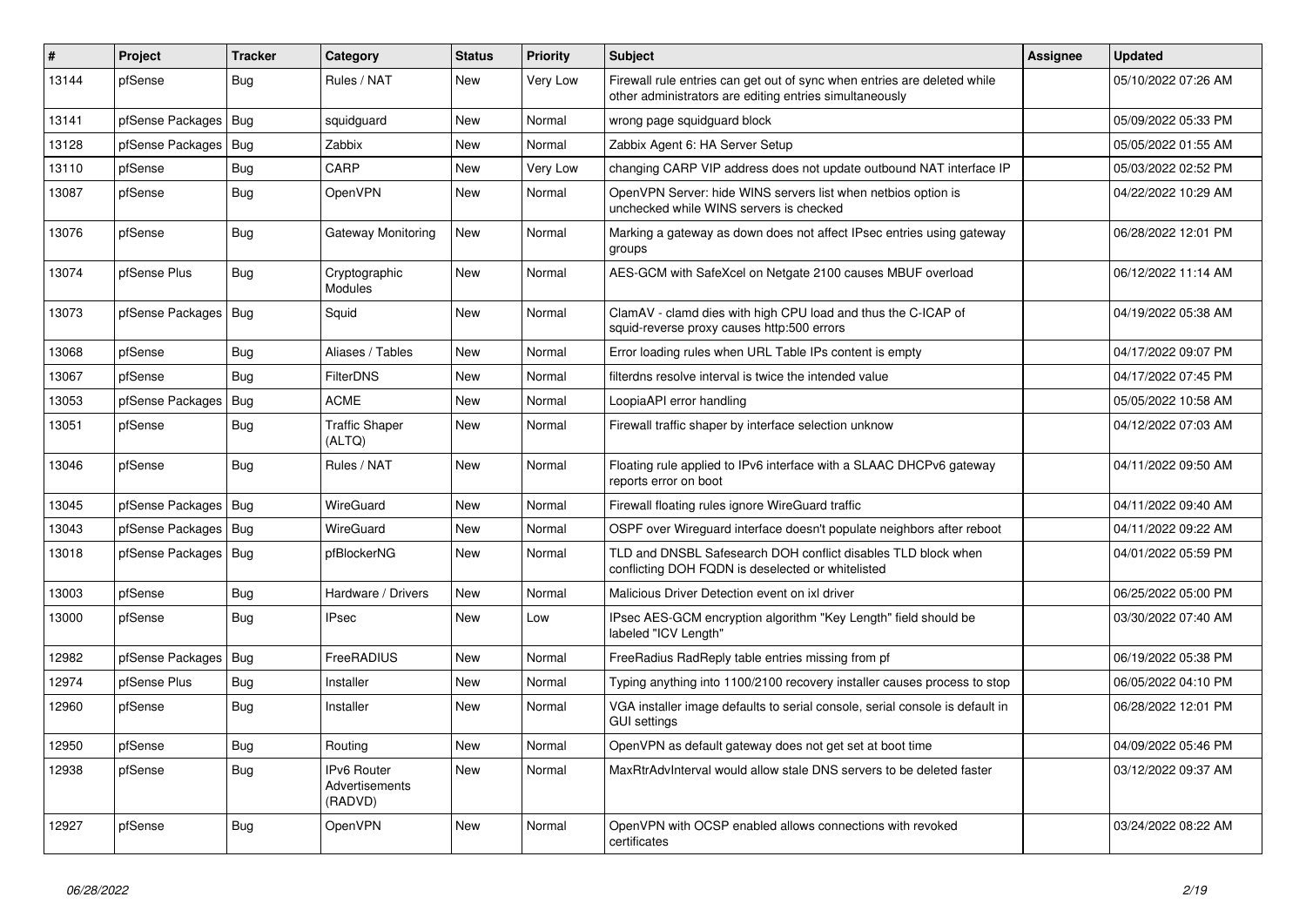| # | Project | Tracker | Category | Status | Priority | Subject | Assignee | Updated |
|---|---|---|---|---|---|---|---|---|
| 13144 | pfSense | Bug | Rules / NAT | New | Very Low | Firewall rule entries can get out of sync when entries are deleted while other administrators are editing entries simultaneously | | 05/10/2022 07:26 AM |
| 13141 | pfSense Packages | Bug | squidguard | New | Normal | wrong page squidguard block | | 05/09/2022 05:33 PM |
| 13128 | pfSense Packages | Bug | Zabbix | New | Normal | Zabbix Agent 6: HA Server Setup | | 05/05/2022 01:55 AM |
| 13110 | pfSense | Bug | CARP | New | Very Low | changing CARP VIP address does not update outbound NAT interface IP | | 05/03/2022 02:52 PM |
| 13087 | pfSense | Bug | OpenVPN | New | Normal | OpenVPN Server: hide WINS servers list when netbios option is unchecked while WINS servers is checked | | 04/22/2022 10:29 AM |
| 13076 | pfSense | Bug | Gateway Monitoring | New | Normal | Marking a gateway as down does not affect IPsec entries using gateway groups | | 06/28/2022 12:01 PM |
| 13074 | pfSense Plus | Bug | Cryptographic Modules | New | Normal | AES-GCM with SafeXcel on Netgate 2100 causes MBUF overload | | 06/12/2022 11:14 AM |
| 13073 | pfSense Packages | Bug | Squid | New | Normal | ClamAV - clamd dies with high CPU load and thus the C-ICAP of squid-reverse proxy causes http:500 errors | | 04/19/2022 05:38 AM |
| 13068 | pfSense | Bug | Aliases / Tables | New | Normal | Error loading rules when URL Table IPs content is empty | | 04/17/2022 09:07 PM |
| 13067 | pfSense | Bug | FilterDNS | New | Normal | filterdns resolve interval is twice the intended value | | 04/17/2022 07:45 PM |
| 13053 | pfSense Packages | Bug | ACME | New | Normal | LoopiaAPI error handling | | 05/05/2022 10:58 AM |
| 13051 | pfSense | Bug | Traffic Shaper (ALTQ) | New | Normal | Firewall traffic shaper by interface selection unknow | | 04/12/2022 07:03 AM |
| 13046 | pfSense | Bug | Rules / NAT | New | Normal | Floating rule applied to IPv6 interface with a SLAAC DHCPv6 gateway reports error on boot | | 04/11/2022 09:50 AM |
| 13045 | pfSense Packages | Bug | WireGuard | New | Normal | Firewall floating rules ignore WireGuard traffic | | 04/11/2022 09:40 AM |
| 13043 | pfSense Packages | Bug | WireGuard | New | Normal | OSPF over Wireguard interface doesn't populate neighbors after reboot | | 04/11/2022 09:22 AM |
| 13018 | pfSense Packages | Bug | pfBlockerNG | New | Normal | TLD and DNSBL Safesearch DOH conflict disables TLD block when conflicting DOH FQDN is deselected or whitelisted | | 04/01/2022 05:59 PM |
| 13003 | pfSense | Bug | Hardware / Drivers | New | Normal | Malicious Driver Detection event on ixl driver | | 06/25/2022 05:00 PM |
| 13000 | pfSense | Bug | IPsec | New | Low | IPsec AES-GCM encryption algorithm "Key Length" field should be labeled "ICV Length" | | 03/30/2022 07:40 AM |
| 12982 | pfSense Packages | Bug | FreeRADIUS | New | Normal | FreeRadius RadReply table entries missing from pf | | 06/19/2022 05:38 PM |
| 12974 | pfSense Plus | Bug | Installer | New | Normal | Typing anything into 1100/2100 recovery installer causes process to stop | | 06/05/2022 04:10 PM |
| 12960 | pfSense | Bug | Installer | New | Normal | VGA installer image defaults to serial console, serial console is default in GUI settings | | 06/28/2022 12:01 PM |
| 12950 | pfSense | Bug | Routing | New | Normal | OpenVPN as default gateway does not get set at boot time | | 04/09/2022 05:46 PM |
| 12938 | pfSense | Bug | IPv6 Router Advertisements (RADVD) | New | Normal | MaxRtrAdvInterval would allow stale DNS servers to be deleted faster | | 03/12/2022 09:37 AM |
| 12927 | pfSense | Bug | OpenVPN | New | Normal | OpenVPN with OCSP enabled allows connections with revoked certificates | | 03/24/2022 08:22 AM |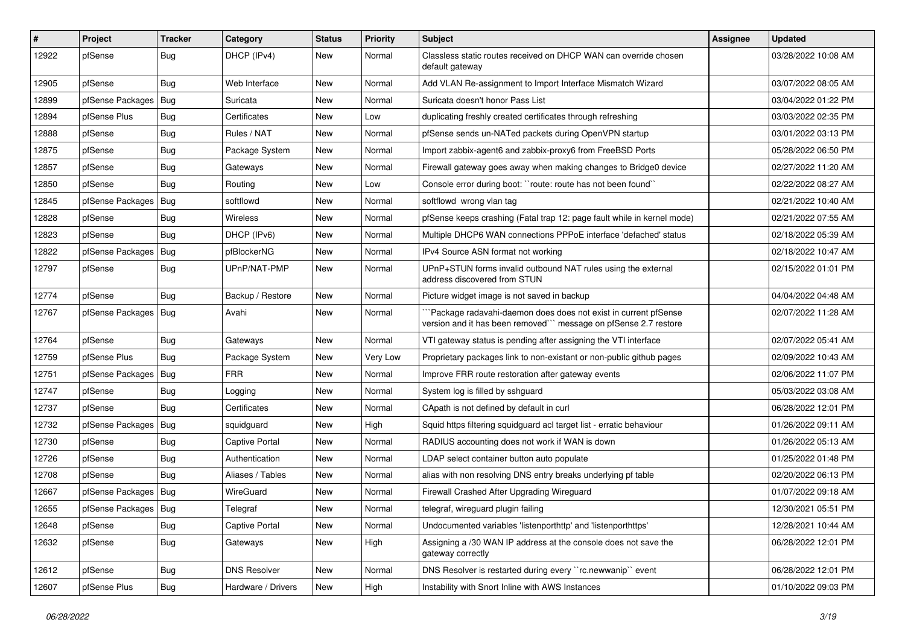| # | Project | Tracker | Category | Status | Priority | Subject | Assignee | Updated |
|---|---|---|---|---|---|---|---|---|
| 12922 | pfSense | Bug | DHCP (IPv4) | New | Normal | Classless static routes received on DHCP WAN can override chosen default gateway | | 03/28/2022 10:08 AM |
| 12905 | pfSense | Bug | Web Interface | New | Normal | Add VLAN Re-assignment to Import Interface Mismatch Wizard | | 03/07/2022 08:05 AM |
| 12899 | pfSense Packages | Bug | Suricata | New | Normal | Suricata doesn't honor Pass List | | 03/04/2022 01:22 PM |
| 12894 | pfSense Plus | Bug | Certificates | New | Low | duplicating freshly created certificates through refreshing | | 03/03/2022 02:35 PM |
| 12888 | pfSense | Bug | Rules / NAT | New | Normal | pfSense sends un-NATed packets during OpenVPN startup | | 03/01/2022 03:13 PM |
| 12875 | pfSense | Bug | Package System | New | Normal | Import zabbix-agent6 and zabbix-proxy6 from FreeBSD Ports | | 05/28/2022 06:50 PM |
| 12857 | pfSense | Bug | Gateways | New | Normal | Firewall gateway goes away when making changes to Bridge0 device | | 02/27/2022 11:20 AM |
| 12850 | pfSense | Bug | Routing | New | Low | Console error during boot: ``route: route has not been found`` | | 02/22/2022 08:27 AM |
| 12845 | pfSense Packages | Bug | softflowd | New | Normal | softflowd wrong vlan tag | | 02/21/2022 10:40 AM |
| 12828 | pfSense | Bug | Wireless | New | Normal | pfSense keeps crashing (Fatal trap 12: page fault while in kernel mode) | | 02/21/2022 07:55 AM |
| 12823 | pfSense | Bug | DHCP (IPv6) | New | Normal | Multiple DHCP6 WAN connections PPPoE interface 'defached' status | | 02/18/2022 05:39 AM |
| 12822 | pfSense Packages | Bug | pfBlockerNG | New | Normal | IPv4 Source ASN format not working | | 02/18/2022 10:47 AM |
| 12797 | pfSense | Bug | UPnP/NAT-PMP | New | Normal | UPnP+STUN forms invalid outbound NAT rules using the external address discovered from STUN | | 02/15/2022 01:01 PM |
| 12774 | pfSense | Bug | Backup / Restore | New | Normal | Picture widget image is not saved in backup | | 04/04/2022 04:48 AM |
| 12767 | pfSense Packages | Bug | Avahi | New | Normal | ```Package radavahi-daemon does does not exist in current pfSense version and it has been removed``` message on pfSense 2.7 restore | | 02/07/2022 11:28 AM |
| 12764 | pfSense | Bug | Gateways | New | Normal | VTI gateway status is pending after assigning the VTI interface | | 02/07/2022 05:41 AM |
| 12759 | pfSense Plus | Bug | Package System | New | Very Low | Proprietary packages link to non-existant or non-public github pages | | 02/09/2022 10:43 AM |
| 12751 | pfSense Packages | Bug | FRR | New | Normal | Improve FRR route restoration after gateway events | | 02/06/2022 11:07 PM |
| 12747 | pfSense | Bug | Logging | New | Normal | System log is filled by sshguard | | 05/03/2022 03:08 AM |
| 12737 | pfSense | Bug | Certificates | New | Normal | CApath is not defined by default in curl | | 06/28/2022 12:01 PM |
| 12732 | pfSense Packages | Bug | squidguard | New | High | Squid https filtering squidguard acl target list - erratic behaviour | | 01/26/2022 09:11 AM |
| 12730 | pfSense | Bug | Captive Portal | New | Normal | RADIUS accounting does not work if WAN is down | | 01/26/2022 05:13 AM |
| 12726 | pfSense | Bug | Authentication | New | Normal | LDAP select container button auto populate | | 01/25/2022 01:48 PM |
| 12708 | pfSense | Bug | Aliases / Tables | New | Normal | alias with non resolving DNS entry breaks underlying pf table | | 02/20/2022 06:13 PM |
| 12667 | pfSense Packages | Bug | WireGuard | New | Normal | Firewall Crashed After Upgrading Wireguard | | 01/07/2022 09:18 AM |
| 12655 | pfSense Packages | Bug | Telegraf | New | Normal | telegraf, wireguard plugin failing | | 12/30/2021 05:51 PM |
| 12648 | pfSense | Bug | Captive Portal | New | Normal | Undocumented variables 'listenporthttp' and 'listenporthttps' | | 12/28/2021 10:44 AM |
| 12632 | pfSense | Bug | Gateways | New | High | Assigning a /30 WAN IP address at the console does not save the gateway correctly | | 06/28/2022 12:01 PM |
| 12612 | pfSense | Bug | DNS Resolver | New | Normal | DNS Resolver is restarted during every ``rc.newwanip`` event | | 06/28/2022 12:01 PM |
| 12607 | pfSense Plus | Bug | Hardware / Drivers | New | High | Instability with Snort Inline with AWS Instances | | 01/10/2022 09:03 PM |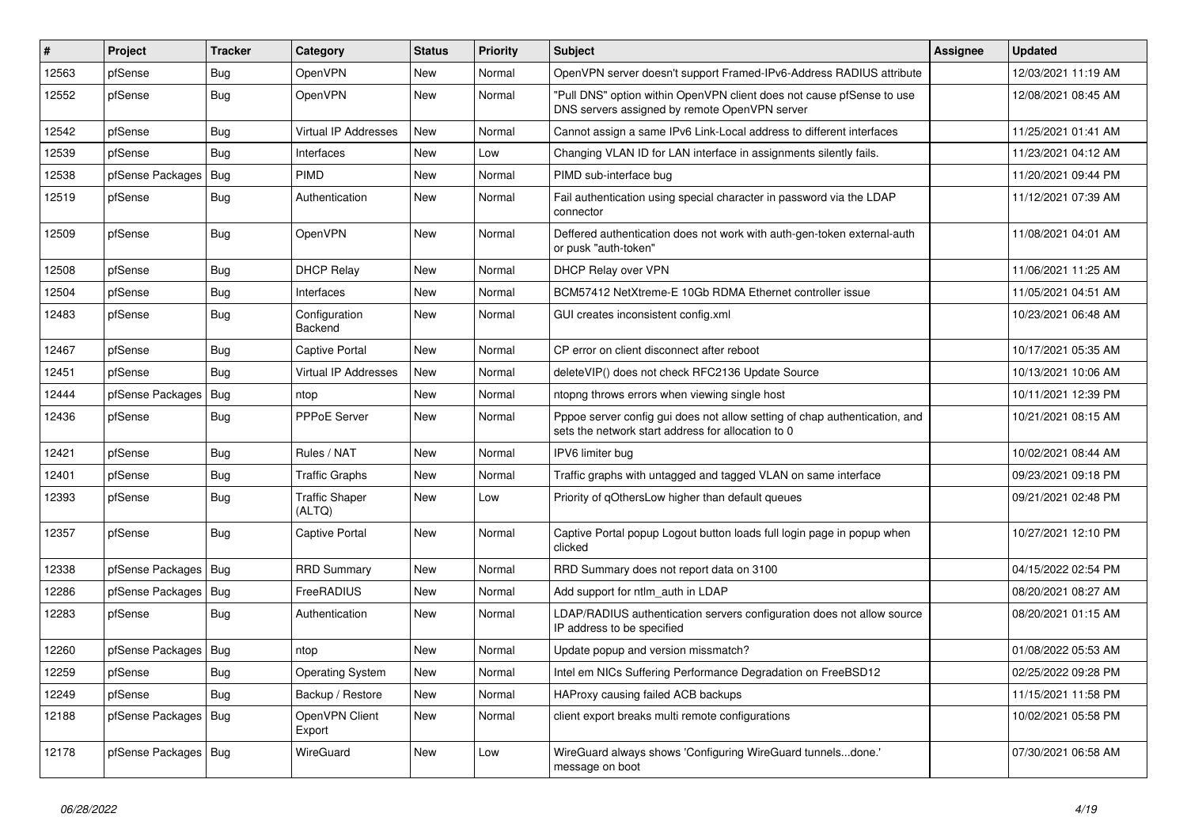| # | Project | Tracker | Category | Status | Priority | Subject | Assignee | Updated |
|---|---|---|---|---|---|---|---|---|
| 12563 | pfSense | Bug | OpenVPN | New | Normal | OpenVPN server doesn't support Framed-IPv6-Address RADIUS attribute | | 12/03/2021 11:19 AM |
| 12552 | pfSense | Bug | OpenVPN | New | Normal | "Pull DNS" option within OpenVPN client does not cause pfSense to use DNS servers assigned by remote OpenVPN server | | 12/08/2021 08:45 AM |
| 12542 | pfSense | Bug | Virtual IP Addresses | New | Normal | Cannot assign a same IPv6 Link-Local address to different interfaces | | 11/25/2021 01:41 AM |
| 12539 | pfSense | Bug | Interfaces | New | Low | Changing VLAN ID for LAN interface in assignments silently fails. | | 11/23/2021 04:12 AM |
| 12538 | pfSense Packages | Bug | PIMD | New | Normal | PIMD sub-interface bug | | 11/20/2021 09:44 PM |
| 12519 | pfSense | Bug | Authentication | New | Normal | Fail authentication using special character in password via the LDAP connector | | 11/12/2021 07:39 AM |
| 12509 | pfSense | Bug | OpenVPN | New | Normal | Deffered authentication does not work with auth-gen-token external-auth or pusk "auth-token" | | 11/08/2021 04:01 AM |
| 12508 | pfSense | Bug | DHCP Relay | New | Normal | DHCP Relay over VPN | | 11/06/2021 11:25 AM |
| 12504 | pfSense | Bug | Interfaces | New | Normal | BCM57412 NetXtreme-E 10Gb RDMA Ethernet controller issue | | 11/05/2021 04:51 AM |
| 12483 | pfSense | Bug | Configuration Backend | New | Normal | GUI creates inconsistent config.xml | | 10/23/2021 06:48 AM |
| 12467 | pfSense | Bug | Captive Portal | New | Normal | CP error on client disconnect after reboot | | 10/17/2021 05:35 AM |
| 12451 | pfSense | Bug | Virtual IP Addresses | New | Normal | deleteVIP() does not check RFC2136 Update Source | | 10/13/2021 10:06 AM |
| 12444 | pfSense Packages | Bug | ntop | New | Normal | ntopng throws errors when viewing single host | | 10/11/2021 12:39 PM |
| 12436 | pfSense | Bug | PPPoE Server | New | Normal | Pppoe server config gui does not allow setting of chap authentication, and sets the network start address for allocation to 0 | | 10/21/2021 08:15 AM |
| 12421 | pfSense | Bug | Rules / NAT | New | Normal | IPV6 limiter bug | | 10/02/2021 08:44 AM |
| 12401 | pfSense | Bug | Traffic Graphs | New | Normal | Traffic graphs with untagged and tagged VLAN on same interface | | 09/23/2021 09:18 PM |
| 12393 | pfSense | Bug | Traffic Shaper (ALTQ) | New | Low | Priority of qOthersLow higher than default queues | | 09/21/2021 02:48 PM |
| 12357 | pfSense | Bug | Captive Portal | New | Normal | Captive Portal popup Logout button loads full login page in popup when clicked | | 10/27/2021 12:10 PM |
| 12338 | pfSense Packages | Bug | RRD Summary | New | Normal | RRD Summary does not report data on 3100 | | 04/15/2022 02:54 PM |
| 12286 | pfSense Packages | Bug | FreeRADIUS | New | Normal | Add support for ntlm_auth in LDAP | | 08/20/2021 08:27 AM |
| 12283 | pfSense | Bug | Authentication | New | Normal | LDAP/RADIUS authentication servers configuration does not allow source IP address to be specified | | 08/20/2021 01:15 AM |
| 12260 | pfSense Packages | Bug | ntop | New | Normal | Update popup and version missmatch? | | 01/08/2022 05:53 AM |
| 12259 | pfSense | Bug | Operating System | New | Normal | Intel em NICs Suffering Performance Degradation on FreeBSD12 | | 02/25/2022 09:28 PM |
| 12249 | pfSense | Bug | Backup / Restore | New | Normal | HAProxy causing failed ACB backups | | 11/15/2021 11:58 PM |
| 12188 | pfSense Packages | Bug | OpenVPN Client Export | New | Normal | client export breaks multi remote configurations | | 10/02/2021 05:58 PM |
| 12178 | pfSense Packages | Bug | WireGuard | New | Low | WireGuard always shows 'Configuring WireGuard tunnels...done.' message on boot | | 07/30/2021 06:58 AM |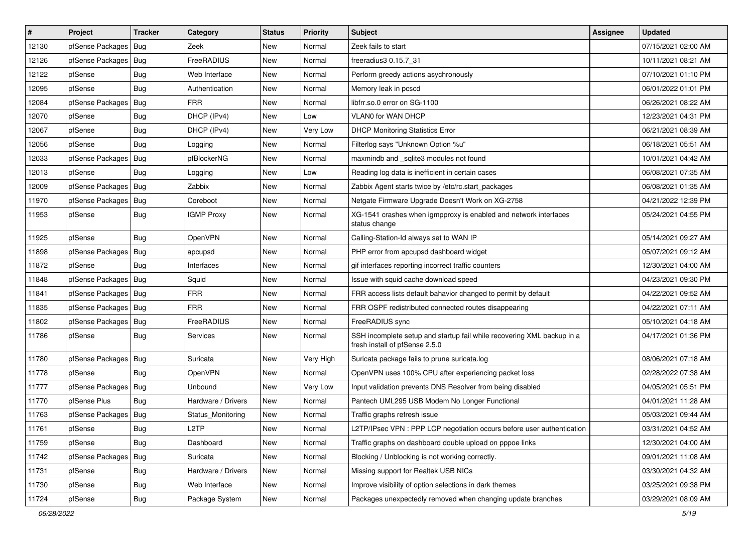| # | Project | Tracker | Category | Status | Priority | Subject | Assignee | Updated |
|---|---|---|---|---|---|---|---|---|
| 12130 | pfSense Packages | Bug | Zeek | New | Normal | Zeek fails to start | | 07/15/2021 02:00 AM |
| 12126 | pfSense Packages | Bug | FreeRADIUS | New | Normal | freeradius3 0.15.7_31 | | 10/11/2021 08:21 AM |
| 12122 | pfSense | Bug | Web Interface | New | Normal | Perform greedy actions asychronously | | 07/10/2021 01:10 PM |
| 12095 | pfSense | Bug | Authentication | New | Normal | Memory leak in pcscd | | 06/01/2022 01:01 PM |
| 12084 | pfSense Packages | Bug | FRR | New | Normal | libfrr.so.0 error on SG-1100 | | 06/26/2021 08:22 AM |
| 12070 | pfSense | Bug | DHCP (IPv4) | New | Low | VLAN0 for WAN DHCP | | 12/23/2021 04:31 PM |
| 12067 | pfSense | Bug | DHCP (IPv4) | New | Very Low | DHCP Monitoring Statistics Error | | 06/21/2021 08:39 AM |
| 12056 | pfSense | Bug | Logging | New | Normal | Filterlog says "Unknown Option %u" | | 06/18/2021 05:51 AM |
| 12033 | pfSense Packages | Bug | pfBlockerNG | New | Normal | maxmindb and _sqlite3 modules not found | | 10/01/2021 04:42 AM |
| 12013 | pfSense | Bug | Logging | New | Low | Reading log data is inefficient in certain cases | | 06/08/2021 07:35 AM |
| 12009 | pfSense Packages | Bug | Zabbix | New | Normal | Zabbix Agent starts twice by /etc/rc.start_packages | | 06/08/2021 01:35 AM |
| 11970 | pfSense Packages | Bug | Coreboot | New | Normal | Netgate Firmware Upgrade Doesn't Work on XG-2758 | | 04/21/2022 12:39 PM |
| 11953 | pfSense | Bug | IGMP Proxy | New | Normal | XG-1541 crashes when igmpproxy is enabled and network interfaces status change | | 05/24/2021 04:55 PM |
| 11925 | pfSense | Bug | OpenVPN | New | Normal | Calling-Station-Id always set to WAN IP | | 05/14/2021 09:27 AM |
| 11898 | pfSense Packages | Bug | apcupsd | New | Normal | PHP error from apcupsd dashboard widget | | 05/07/2021 09:12 AM |
| 11872 | pfSense | Bug | Interfaces | New | Normal | gif interfaces reporting incorrect traffic counters | | 12/30/2021 04:00 AM |
| 11848 | pfSense Packages | Bug | Squid | New | Normal | Issue with squid cache download speed | | 04/23/2021 09:30 PM |
| 11841 | pfSense Packages | Bug | FRR | New | Normal | FRR access lists default bahavior changed to permit by default | | 04/22/2021 09:52 AM |
| 11835 | pfSense Packages | Bug | FRR | New | Normal | FRR OSPF redistributed connected routes disappearing | | 04/22/2021 07:11 AM |
| 11802 | pfSense Packages | Bug | FreeRADIUS | New | Normal | FreeRADIUS sync | | 05/10/2021 04:18 AM |
| 11786 | pfSense | Bug | Services | New | Normal | SSH incomplete setup and startup fail while recovering XML backup in a fresh install of pfSense 2.5.0 | | 04/17/2021 01:36 PM |
| 11780 | pfSense Packages | Bug | Suricata | New | Very High | Suricata package fails to prune suricata.log | | 08/06/2021 07:18 AM |
| 11778 | pfSense | Bug | OpenVPN | New | Normal | OpenVPN uses 100% CPU after experiencing packet loss | | 02/28/2022 07:38 AM |
| 11777 | pfSense Packages | Bug | Unbound | New | Very Low | Input validation prevents DNS Resolver from being disabled | | 04/05/2021 05:51 PM |
| 11770 | pfSense Plus | Bug | Hardware / Drivers | New | Normal | Pantech UML295 USB Modem No Longer Functional | | 04/01/2021 11:28 AM |
| 11763 | pfSense Packages | Bug | Status_Monitoring | New | Normal | Traffic graphs refresh issue | | 05/03/2021 09:44 AM |
| 11761 | pfSense | Bug | L2TP | New | Normal | L2TP/IPsec VPN : PPP LCP negotiation occurs before user authentication | | 03/31/2021 04:52 AM |
| 11759 | pfSense | Bug | Dashboard | New | Normal | Traffic graphs on dashboard double upload on pppoe links | | 12/30/2021 04:00 AM |
| 11742 | pfSense Packages | Bug | Suricata | New | Normal | Blocking / Unblocking is not working correctly. | | 09/01/2021 11:08 AM |
| 11731 | pfSense | Bug | Hardware / Drivers | New | Normal | Missing support for Realtek USB NICs | | 03/30/2021 04:32 AM |
| 11730 | pfSense | Bug | Web Interface | New | Normal | Improve visibility of option selections in dark themes | | 03/25/2021 09:38 PM |
| 11724 | pfSense | Bug | Package System | New | Normal | Packages unexpectedly removed when changing update branches | | 03/29/2021 08:09 AM |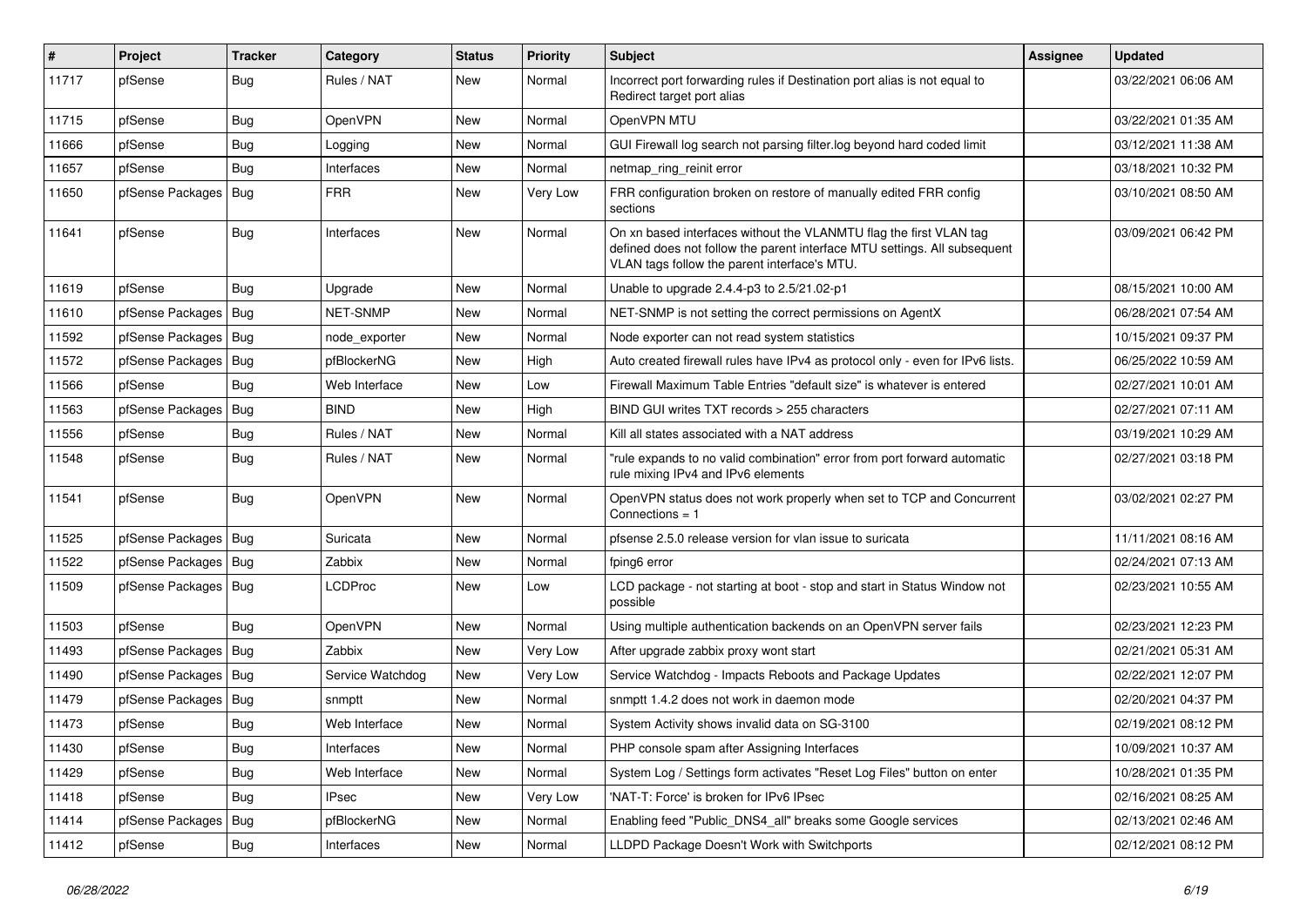| # | Project | Tracker | Category | Status | Priority | Subject | Assignee | Updated |
| --- | --- | --- | --- | --- | --- | --- | --- | --- |
| 11717 | pfSense | Bug | Rules / NAT | New | Normal | Incorrect port forwarding rules if Destination port alias is not equal to Redirect target port alias | | 03/22/2021 06:06 AM |
| 11715 | pfSense | Bug | OpenVPN | New | Normal | OpenVPN MTU | | 03/22/2021 01:35 AM |
| 11666 | pfSense | Bug | Logging | New | Normal | GUI Firewall log search not parsing filter.log beyond hard coded limit | | 03/12/2021 11:38 AM |
| 11657 | pfSense | Bug | Interfaces | New | Normal | netmap_ring_reinit error | | 03/18/2021 10:32 PM |
| 11650 | pfSense Packages | Bug | FRR | New | Very Low | FRR configuration broken on restore of manually edited FRR config sections | | 03/10/2021 08:50 AM |
| 11641 | pfSense | Bug | Interfaces | New | Normal | On xn based interfaces without the VLANMTU flag the first VLAN tag defined does not follow the parent interface MTU settings. All subsequent VLAN tags follow the parent interface's MTU. | | 03/09/2021 06:42 PM |
| 11619 | pfSense | Bug | Upgrade | New | Normal | Unable to upgrade 2.4.4-p3 to 2.5/21.02-p1 | | 08/15/2021 10:00 AM |
| 11610 | pfSense Packages | Bug | NET-SNMP | New | Normal | NET-SNMP is not setting the correct permissions on AgentX | | 06/28/2021 07:54 AM |
| 11592 | pfSense Packages | Bug | node_exporter | New | Normal | Node exporter can not read system statistics | | 10/15/2021 09:37 PM |
| 11572 | pfSense Packages | Bug | pfBlockerNG | New | High | Auto created firewall rules have IPv4 as protocol only - even for IPv6 lists. | | 06/25/2022 10:59 AM |
| 11566 | pfSense | Bug | Web Interface | New | Low | Firewall Maximum Table Entries "default size" is whatever is entered | | 02/27/2021 10:01 AM |
| 11563 | pfSense Packages | Bug | BIND | New | High | BIND GUI writes TXT records > 255 characters | | 02/27/2021 07:11 AM |
| 11556 | pfSense | Bug | Rules / NAT | New | Normal | Kill all states associated with a NAT address | | 03/19/2021 10:29 AM |
| 11548 | pfSense | Bug | Rules / NAT | New | Normal | "rule expands to no valid combination" error from port forward automatic rule mixing IPv4 and IPv6 elements | | 02/27/2021 03:18 PM |
| 11541 | pfSense | Bug | OpenVPN | New | Normal | OpenVPN status does not work properly when set to TCP and Concurrent Connections = 1 | | 03/02/2021 02:27 PM |
| 11525 | pfSense Packages | Bug | Suricata | New | Normal | pfsense 2.5.0 release version for vlan issue to suricata | | 11/11/2021 08:16 AM |
| 11522 | pfSense Packages | Bug | Zabbix | New | Normal | fping6 error | | 02/24/2021 07:13 AM |
| 11509 | pfSense Packages | Bug | LCDProc | New | Low | LCD package - not starting at boot - stop and start in Status Window not possible | | 02/23/2021 10:55 AM |
| 11503 | pfSense | Bug | OpenVPN | New | Normal | Using multiple authentication backends on an OpenVPN server fails | | 02/23/2021 12:23 PM |
| 11493 | pfSense Packages | Bug | Zabbix | New | Very Low | After upgrade zabbix proxy wont start | | 02/21/2021 05:31 AM |
| 11490 | pfSense Packages | Bug | Service Watchdog | New | Very Low | Service Watchdog - Impacts Reboots and Package Updates | | 02/22/2021 12:07 PM |
| 11479 | pfSense Packages | Bug | snmptt | New | Normal | snmptt 1.4.2 does not work in daemon mode | | 02/20/2021 04:37 PM |
| 11473 | pfSense | Bug | Web Interface | New | Normal | System Activity shows invalid data on SG-3100 | | 02/19/2021 08:12 PM |
| 11430 | pfSense | Bug | Interfaces | New | Normal | PHP console spam after Assigning Interfaces | | 10/09/2021 10:37 AM |
| 11429 | pfSense | Bug | Web Interface | New | Normal | System Log / Settings form activates "Reset Log Files" button on enter | | 10/28/2021 01:35 PM |
| 11418 | pfSense | Bug | IPsec | New | Very Low | 'NAT-T: Force' is broken for IPv6 IPsec | | 02/16/2021 08:25 AM |
| 11414 | pfSense Packages | Bug | pfBlockerNG | New | Normal | Enabling feed "Public_DNS4_all" breaks some Google services | | 02/13/2021 02:46 AM |
| 11412 | pfSense | Bug | Interfaces | New | Normal | LLDPD Package Doesn't Work with Switchports | | 02/12/2021 08:12 PM |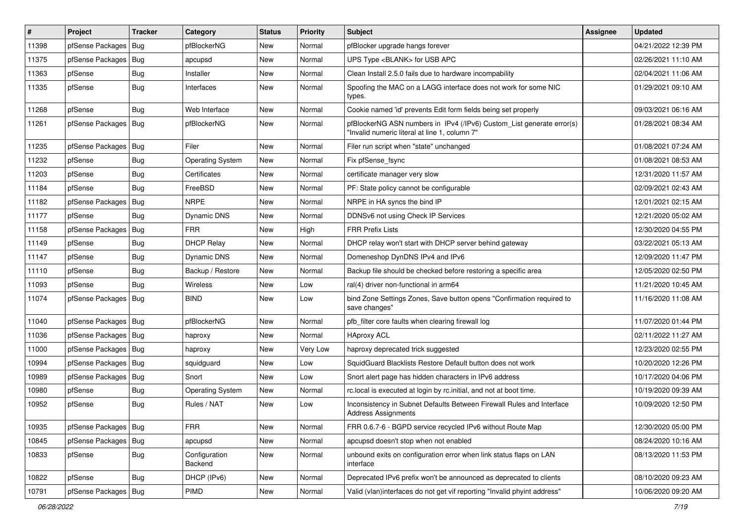| # | Project | Tracker | Category | Status | Priority | Subject | Assignee | Updated |
|---|---|---|---|---|---|---|---|---|
| 11398 | pfSense Packages | Bug | pfBlockerNG | New | Normal | pfBlocker upgrade hangs forever | | 04/21/2022 12:39 PM |
| 11375 | pfSense Packages | Bug | apcupsd | New | Normal | UPS Type <BLANK> for USB APC | | 02/26/2021 11:10 AM |
| 11363 | pfSense | Bug | Installer | New | Normal | Clean Install 2.5.0 fails due to hardware incompability | | 02/04/2021 11:06 AM |
| 11335 | pfSense | Bug | Interfaces | New | Normal | Spoofing the MAC on a LAGG interface does not work for some NIC types. | | 01/29/2021 09:10 AM |
| 11268 | pfSense | Bug | Web Interface | New | Normal | Cookie named 'id' prevents Edit form fields being set properly | | 09/03/2021 06:16 AM |
| 11261 | pfSense Packages | Bug | pfBlockerNG | New | Normal | pfBlockerNG ASN numbers in IPv4 (/IPv6) Custom_List generate error(s) "Invalid numeric literal at line 1, column 7" | | 01/28/2021 08:34 AM |
| 11235 | pfSense Packages | Bug | Filer | New | Normal | Filer run script when "state" unchanged | | 01/08/2021 07:24 AM |
| 11232 | pfSense | Bug | Operating System | New | Normal | Fix pfSense_fsync | | 01/08/2021 08:53 AM |
| 11203 | pfSense | Bug | Certificates | New | Normal | certificate manager very slow | | 12/31/2020 11:57 AM |
| 11184 | pfSense | Bug | FreeBSD | New | Normal | PF: State policy cannot be configurable | | 02/09/2021 02:43 AM |
| 11182 | pfSense Packages | Bug | NRPE | New | Normal | NRPE in HA syncs the bind IP | | 12/01/2021 02:15 AM |
| 11177 | pfSense | Bug | Dynamic DNS | New | Normal | DDNSv6 not using Check IP Services | | 12/21/2020 05:02 AM |
| 11158 | pfSense Packages | Bug | FRR | New | High | FRR Prefix Lists | | 12/30/2020 04:55 PM |
| 11149 | pfSense | Bug | DHCP Relay | New | Normal | DHCP relay won't start with DHCP server behind gateway | | 03/22/2021 05:13 AM |
| 11147 | pfSense | Bug | Dynamic DNS | New | Normal | Domeneshop DynDNS IPv4 and IPv6 | | 12/09/2020 11:47 PM |
| 11110 | pfSense | Bug | Backup / Restore | New | Normal | Backup file should be checked before restoring a specific area | | 12/05/2020 02:50 PM |
| 11093 | pfSense | Bug | Wireless | New | Low | ral(4) driver non-functional in arm64 | | 11/21/2020 10:45 AM |
| 11074 | pfSense Packages | Bug | BIND | New | Low | bind Zone Settings Zones, Save button opens "Confirmation required to save changes" | | 11/16/2020 11:08 AM |
| 11040 | pfSense Packages | Bug | pfBlockerNG | New | Normal | pfb_filter core faults when clearing firewall log | | 11/07/2020 01:44 PM |
| 11036 | pfSense Packages | Bug | haproxy | New | Normal | HAproxy ACL | | 02/11/2022 11:27 AM |
| 11000 | pfSense Packages | Bug | haproxy | New | Very Low | haproxy deprecated trick suggested | | 12/23/2020 02:55 PM |
| 10994 | pfSense Packages | Bug | squidguard | New | Low | SquidGuard Blacklists Restore Default button does not work | | 10/20/2020 12:26 PM |
| 10989 | pfSense Packages | Bug | Snort | New | Low | Snort alert page has hidden characters in IPv6 address | | 10/17/2020 04:06 PM |
| 10980 | pfSense | Bug | Operating System | New | Normal | rc.local is executed at login by rc.initial, and not at boot time. | | 10/19/2020 09:39 AM |
| 10952 | pfSense | Bug | Rules / NAT | New | Low | Inconsistency in Subnet Defaults Between Firewall Rules and Interface Address Assignments | | 10/09/2020 12:50 PM |
| 10935 | pfSense Packages | Bug | FRR | New | Normal | FRR 0.6.7-6 - BGPD service recycled IPv6 without Route Map | | 12/30/2020 05:00 PM |
| 10845 | pfSense Packages | Bug | apcupsd | New | Normal | apcupsd doesn't stop when not enabled | | 08/24/2020 10:16 AM |
| 10833 | pfSense | Bug | Configuration Backend | New | Normal | unbound exits on configuration error when link status flaps on LAN interface | | 08/13/2020 11:53 PM |
| 10822 | pfSense | Bug | DHCP (IPv6) | New | Normal | Deprecated IPv6 prefix won't be announced as deprecated to clients | | 08/10/2020 09:23 AM |
| 10791 | pfSense Packages | Bug | PIMD | New | Normal | Valid (vlan)interfaces do not get vif reporting "Invalid phyint address" | | 10/06/2020 09:20 AM |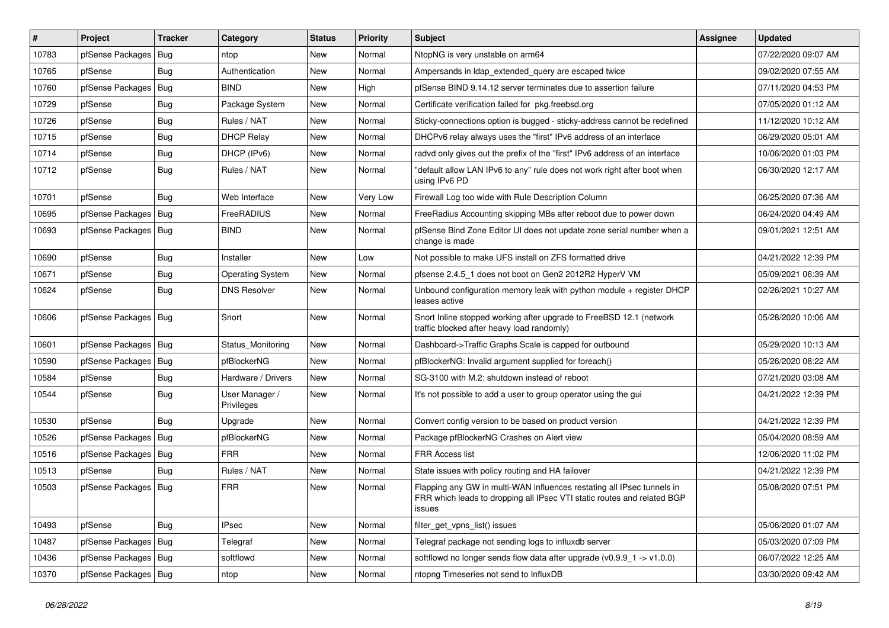| # | Project | Tracker | Category | Status | Priority | Subject | Assignee | Updated |
|---|---|---|---|---|---|---|---|---|
| 10783 | pfSense Packages | Bug | ntop | New | Normal | NtopNG is very unstable on arm64 | | 07/22/2020 09:07 AM |
| 10765 | pfSense | Bug | Authentication | New | Normal | Ampersands in ldap_extended_query are escaped twice | | 09/02/2020 07:55 AM |
| 10760 | pfSense Packages | Bug | BIND | New | High | pfSense BIND 9.14.12 server terminates due to assertion failure | | 07/11/2020 04:53 PM |
| 10729 | pfSense | Bug | Package System | New | Normal | Certificate verification failed for pkg.freebsd.org | | 07/05/2020 01:12 AM |
| 10726 | pfSense | Bug | Rules / NAT | New | Normal | Sticky-connections option is bugged - sticky-address cannot be redefined | | 11/12/2020 10:12 AM |
| 10715 | pfSense | Bug | DHCP Relay | New | Normal | DHCPv6 relay always uses the "first" IPv6 address of an interface | | 06/29/2020 05:01 AM |
| 10714 | pfSense | Bug | DHCP (IPv6) | New | Normal | radvd only gives out the prefix of the "first" IPv6 address of an interface | | 10/06/2020 01:03 PM |
| 10712 | pfSense | Bug | Rules / NAT | New | Normal | "default allow LAN IPv6 to any" rule does not work right after boot when using IPv6 PD | | 06/30/2020 12:17 AM |
| 10701 | pfSense | Bug | Web Interface | New | Very Low | Firewall Log too wide with Rule Description Column | | 06/25/2020 07:36 AM |
| 10695 | pfSense Packages | Bug | FreeRADIUS | New | Normal | FreeRadius Accounting skipping MBs after reboot due to power down | | 06/24/2020 04:49 AM |
| 10693 | pfSense Packages | Bug | BIND | New | Normal | pfSense Bind Zone Editor UI does not update zone serial number when a change is made | | 09/01/2021 12:51 AM |
| 10690 | pfSense | Bug | Installer | New | Low | Not possible to make UFS install on ZFS formatted drive | | 04/21/2022 12:39 PM |
| 10671 | pfSense | Bug | Operating System | New | Normal | pfsense 2.4.5_1 does not boot on Gen2 2012R2 HyperV VM | | 05/09/2021 06:39 AM |
| 10624 | pfSense | Bug | DNS Resolver | New | Normal | Unbound configuration memory leak with python module + register DHCP leases active | | 02/26/2021 10:27 AM |
| 10606 | pfSense Packages | Bug | Snort | New | Normal | Snort Inline stopped working after upgrade to FreeBSD 12.1 (network traffic blocked after heavy load randomly) | | 05/28/2020 10:06 AM |
| 10601 | pfSense Packages | Bug | Status_Monitoring | New | Normal | Dashboard->Traffic Graphs Scale is capped for outbound | | 05/29/2020 10:13 AM |
| 10590 | pfSense Packages | Bug | pfBlockerNG | New | Normal | pfBlockerNG: Invalid argument supplied for foreach() | | 05/26/2020 08:22 AM |
| 10584 | pfSense | Bug | Hardware / Drivers | New | Normal | SG-3100 with M.2: shutdown instead of reboot | | 07/21/2020 03:08 AM |
| 10544 | pfSense | Bug | User Manager / Privileges | New | Normal | It's not possible to add a user to group operator using the gui | | 04/21/2022 12:39 PM |
| 10530 | pfSense | Bug | Upgrade | New | Normal | Convert config version to be based on product version | | 04/21/2022 12:39 PM |
| 10526 | pfSense Packages | Bug | pfBlockerNG | New | Normal | Package pfBlockerNG Crashes on Alert view | | 05/04/2020 08:59 AM |
| 10516 | pfSense Packages | Bug | FRR | New | Normal | FRR Access list | | 12/06/2020 11:02 PM |
| 10513 | pfSense | Bug | Rules / NAT | New | Normal | State issues with policy routing and HA failover | | 04/21/2022 12:39 PM |
| 10503 | pfSense Packages | Bug | FRR | New | Normal | Flapping any GW in multi-WAN influences restating all IPsec tunnels in FRR which leads to dropping all IPsec VTI static routes and related BGP issues | | 05/08/2020 07:51 PM |
| 10493 | pfSense | Bug | IPsec | New | Normal | filter_get_vpns_list() issues | | 05/06/2020 01:07 AM |
| 10487 | pfSense Packages | Bug | Telegraf | New | Normal | Telegraf package not sending logs to influxdb server | | 05/03/2020 07:09 PM |
| 10436 | pfSense Packages | Bug | softflowd | New | Normal | softflowd no longer sends flow data after upgrade (v0.9.9_1 -> v1.0.0) | | 06/07/2022 12:25 AM |
| 10370 | pfSense Packages | Bug | ntop | New | Normal | ntopng Timeseries not send to InfluxDB | | 03/30/2020 09:42 AM |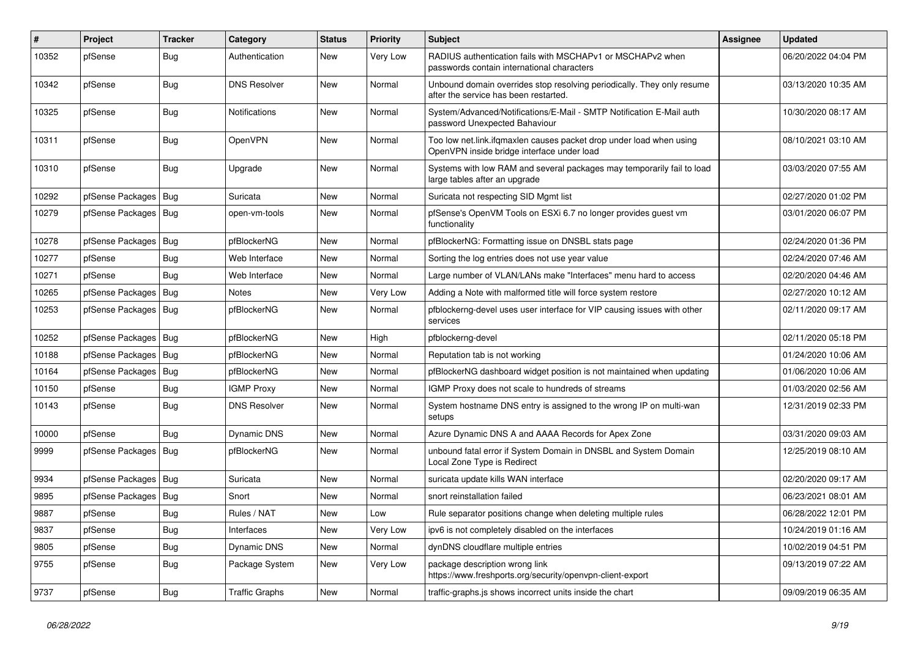| # | Project | Tracker | Category | Status | Priority | Subject | Assignee | Updated |
|---|---|---|---|---|---|---|---|---|
| 10352 | pfSense | Bug | Authentication | New | Very Low | RADIUS authentication fails with MSCHAPv1 or MSCHAPv2 when passwords contain international characters | | 06/20/2022 04:04 PM |
| 10342 | pfSense | Bug | DNS Resolver | New | Normal | Unbound domain overrides stop resolving periodically. They only resume after the service has been restarted. | | 03/13/2020 10:35 AM |
| 10325 | pfSense | Bug | Notifications | New | Normal | System/Advanced/Notifications/E-Mail - SMTP Notification E-Mail auth password Unexpected Bahaviour | | 10/30/2020 08:17 AM |
| 10311 | pfSense | Bug | OpenVPN | New | Normal | Too low net.link.ifqmaxlen causes packet drop under load when using OpenVPN inside bridge interface under load | | 08/10/2021 03:10 AM |
| 10310 | pfSense | Bug | Upgrade | New | Normal | Systems with low RAM and several packages may temporarily fail to load large tables after an upgrade | | 03/03/2020 07:55 AM |
| 10292 | pfSense Packages | Bug | Suricata | New | Normal | Suricata not respecting SID Mgmt list | | 02/27/2020 01:02 PM |
| 10279 | pfSense Packages | Bug | open-vm-tools | New | Normal | pfSense's OpenVM Tools on ESXi 6.7 no longer provides guest vm functionality | | 03/01/2020 06:07 PM |
| 10278 | pfSense Packages | Bug | pfBlockerNG | New | Normal | pfBlockerNG: Formatting issue on DNSBL stats page | | 02/24/2020 01:36 PM |
| 10277 | pfSense | Bug | Web Interface | New | Normal | Sorting the log entries does not use year value | | 02/24/2020 07:46 AM |
| 10271 | pfSense | Bug | Web Interface | New | Normal | Large number of VLAN/LANs make "Interfaces" menu hard to access | | 02/20/2020 04:46 AM |
| 10265 | pfSense Packages | Bug | Notes | New | Very Low | Adding a Note with malformed title will force system restore | | 02/27/2020 10:12 AM |
| 10253 | pfSense Packages | Bug | pfBlockerNG | New | Normal | pfblockerng-devel uses user interface for VIP causing issues with other services | | 02/11/2020 09:17 AM |
| 10252 | pfSense Packages | Bug | pfBlockerNG | New | High | pfblockerng-devel | | 02/11/2020 05:18 PM |
| 10188 | pfSense Packages | Bug | pfBlockerNG | New | Normal | Reputation tab is not working | | 01/24/2020 10:06 AM |
| 10164 | pfSense Packages | Bug | pfBlockerNG | New | Normal | pfBlockerNG dashboard widget position is not maintained when updating | | 01/06/2020 10:06 AM |
| 10150 | pfSense | Bug | IGMP Proxy | New | Normal | IGMP Proxy does not scale to hundreds of streams | | 01/03/2020 02:56 AM |
| 10143 | pfSense | Bug | DNS Resolver | New | Normal | System hostname DNS entry is assigned to the wrong IP on multi-wan setups | | 12/31/2019 02:33 PM |
| 10000 | pfSense | Bug | Dynamic DNS | New | Normal | Azure Dynamic DNS A and AAAA Records for Apex Zone | | 03/31/2020 09:03 AM |
| 9999 | pfSense Packages | Bug | pfBlockerNG | New | Normal | unbound fatal error if System Domain in DNSBL and System Domain Local Zone Type is Redirect | | 12/25/2019 08:10 AM |
| 9934 | pfSense Packages | Bug | Suricata | New | Normal | suricata update kills WAN interface | | 02/20/2020 09:17 AM |
| 9895 | pfSense Packages | Bug | Snort | New | Normal | snort reinstallation failed | | 06/23/2021 08:01 AM |
| 9887 | pfSense | Bug | Rules / NAT | New | Low | Rule separator positions change when deleting multiple rules | | 06/28/2022 12:01 PM |
| 9837 | pfSense | Bug | Interfaces | New | Very Low | ipv6 is not completely disabled on the interfaces | | 10/24/2019 01:16 AM |
| 9805 | pfSense | Bug | Dynamic DNS | New | Normal | dynDNS cloudflare multiple entries | | 10/02/2019 04:51 PM |
| 9755 | pfSense | Bug | Package System | New | Very Low | package description wrong link https://www.freshports.org/security/openvpn-client-export | | 09/13/2019 07:22 AM |
| 9737 | pfSense | Bug | Traffic Graphs | New | Normal | traffic-graphs.js shows incorrect units inside the chart | | 09/09/2019 06:35 AM |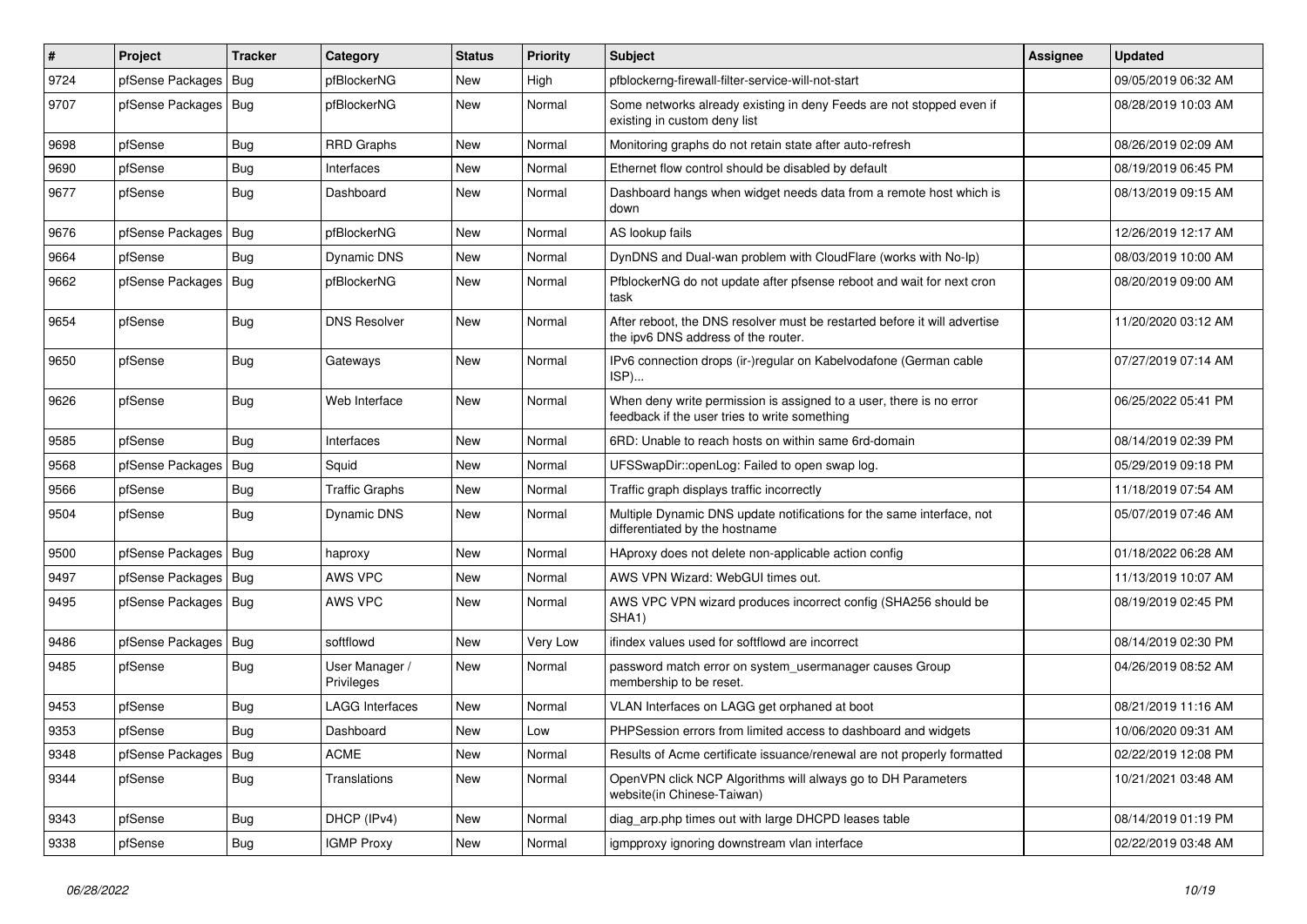| # | Project | Tracker | Category | Status | Priority | Subject | Assignee | Updated |
|---|---|---|---|---|---|---|---|---|
| 9724 | pfSense Packages | Bug | pfBlockerNG | New | High | pfblockerng-firewall-filter-service-will-not-start | | 09/05/2019 06:32 AM |
| 9707 | pfSense Packages | Bug | pfBlockerNG | New | Normal | Some networks already existing in deny Feeds are not stopped even if existing in custom deny list | | 08/28/2019 10:03 AM |
| 9698 | pfSense | Bug | RRD Graphs | New | Normal | Monitoring graphs do not retain state after auto-refresh | | 08/26/2019 02:09 AM |
| 9690 | pfSense | Bug | Interfaces | New | Normal | Ethernet flow control should be disabled by default | | 08/19/2019 06:45 PM |
| 9677 | pfSense | Bug | Dashboard | New | Normal | Dashboard hangs when widget needs data from a remote host which is down | | 08/13/2019 09:15 AM |
| 9676 | pfSense Packages | Bug | pfBlockerNG | New | Normal | AS lookup fails | | 12/26/2019 12:17 AM |
| 9664 | pfSense | Bug | Dynamic DNS | New | Normal | DynDNS and Dual-wan problem with CloudFlare (works with No-Ip) | | 08/03/2019 10:00 AM |
| 9662 | pfSense Packages | Bug | pfBlockerNG | New | Normal | PfblockerNG do not update after pfsense reboot and wait for next cron task | | 08/20/2019 09:00 AM |
| 9654 | pfSense | Bug | DNS Resolver | New | Normal | After reboot, the DNS resolver must be restarted before it will advertise the ipv6 DNS address of the router. | | 11/20/2020 03:12 AM |
| 9650 | pfSense | Bug | Gateways | New | Normal | IPv6 connection drops (ir-)regular on Kabelvodafone (German cable ISP)... | | 07/27/2019 07:14 AM |
| 9626 | pfSense | Bug | Web Interface | New | Normal | When deny write permission is assigned to a user, there is no error feedback if the user tries to write something | | 06/25/2022 05:41 PM |
| 9585 | pfSense | Bug | Interfaces | New | Normal | 6RD: Unable to reach hosts on within same 6rd-domain | | 08/14/2019 02:39 PM |
| 9568 | pfSense Packages | Bug | Squid | New | Normal | UFSSwapDir::openLog: Failed to open swap log. | | 05/29/2019 09:18 PM |
| 9566 | pfSense | Bug | Traffic Graphs | New | Normal | Traffic graph displays traffic incorrectly | | 11/18/2019 07:54 AM |
| 9504 | pfSense | Bug | Dynamic DNS | New | Normal | Multiple Dynamic DNS update notifications for the same interface, not differentiated by the hostname | | 05/07/2019 07:46 AM |
| 9500 | pfSense Packages | Bug | haproxy | New | Normal | HAproxy does not delete non-applicable action config | | 01/18/2022 06:28 AM |
| 9497 | pfSense Packages | Bug | AWS VPC | New | Normal | AWS VPN Wizard: WebGUI times out. | | 11/13/2019 10:07 AM |
| 9495 | pfSense Packages | Bug | AWS VPC | New | Normal | AWS VPC VPN wizard produces incorrect config (SHA256 should be SHA1) | | 08/19/2019 02:45 PM |
| 9486 | pfSense Packages | Bug | softflowd | New | Very Low | ifindex values used for softflowd are incorrect | | 08/14/2019 02:30 PM |
| 9485 | pfSense | Bug | User Manager / Privileges | New | Normal | password match error on system_usermanager causes Group membership to be reset. | | 04/26/2019 08:52 AM |
| 9453 | pfSense | Bug | LAGG Interfaces | New | Normal | VLAN Interfaces on LAGG get orphaned at boot | | 08/21/2019 11:16 AM |
| 9353 | pfSense | Bug | Dashboard | New | Low | PHPSession errors from limited access to dashboard and widgets | | 10/06/2020 09:31 AM |
| 9348 | pfSense Packages | Bug | ACME | New | Normal | Results of Acme certificate issuance/renewal are not properly formatted | | 02/22/2019 12:08 PM |
| 9344 | pfSense | Bug | Translations | New | Normal | OpenVPN click NCP Algorithms will always go to DH Parameters website(in Chinese-Taiwan) | | 10/21/2021 03:48 AM |
| 9343 | pfSense | Bug | DHCP (IPv4) | New | Normal | diag_arp.php times out with large DHCPD leases table | | 08/14/2019 01:19 PM |
| 9338 | pfSense | Bug | IGMP Proxy | New | Normal | igmpproxy ignoring downstream vlan interface | | 02/22/2019 03:48 AM |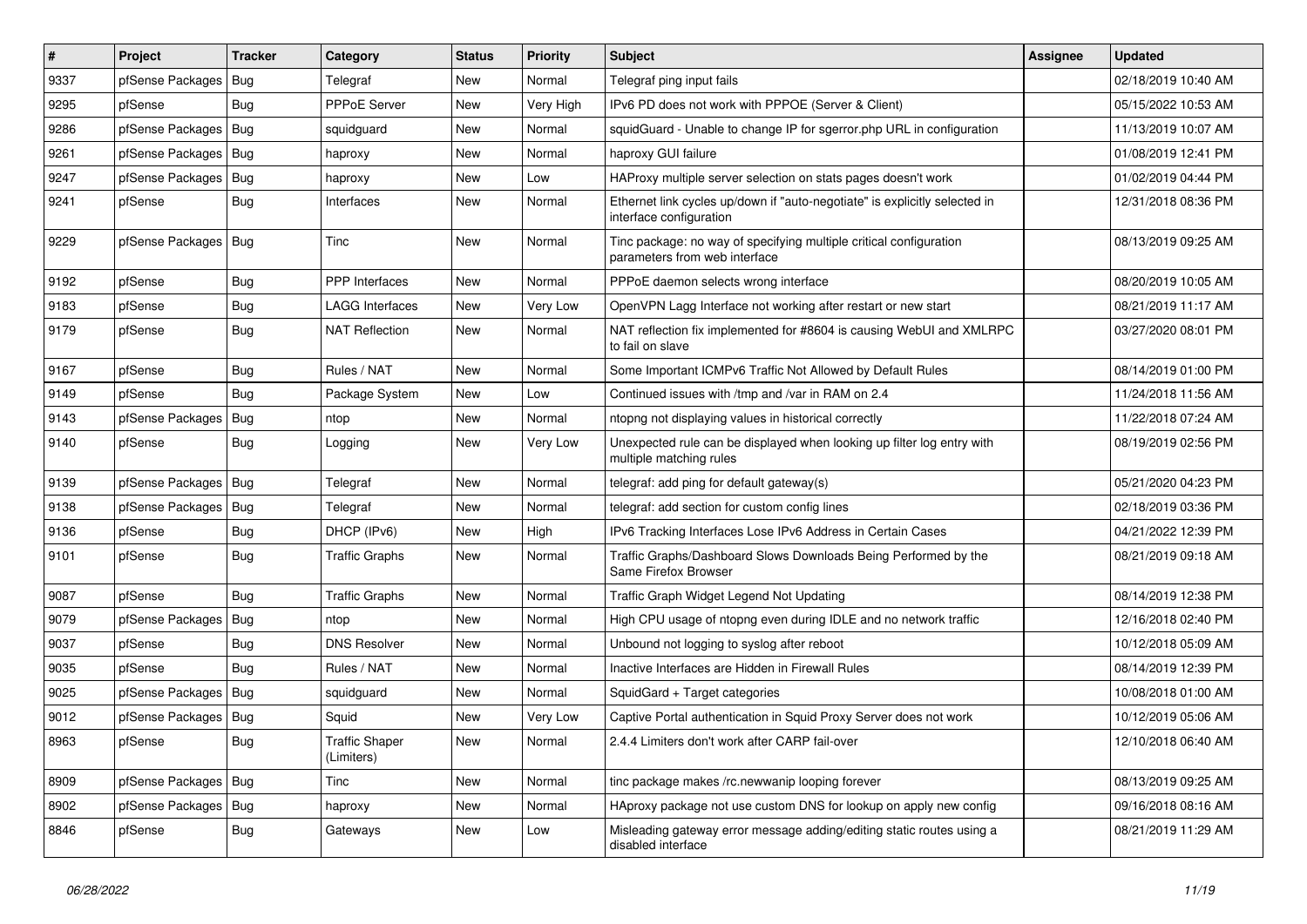| # | Project | Tracker | Category | Status | Priority | Subject | Assignee | Updated |
|---|---|---|---|---|---|---|---|---|
| 9337 | pfSense Packages | Bug | Telegraf | New | Normal | Telegraf ping input fails | | 02/18/2019 10:40 AM |
| 9295 | pfSense | Bug | PPPoE Server | New | Very High | IPv6 PD does not work with PPPOE (Server & Client) | | 05/15/2022 10:53 AM |
| 9286 | pfSense Packages | Bug | squidguard | New | Normal | squidGuard - Unable to change IP for sgerror.php URL in configuration | | 11/13/2019 10:07 AM |
| 9261 | pfSense Packages | Bug | haproxy | New | Normal | haproxy GUI failure | | 01/08/2019 12:41 PM |
| 9247 | pfSense Packages | Bug | haproxy | New | Low | HAProxy multiple server selection on stats pages doesn't work | | 01/02/2019 04:44 PM |
| 9241 | pfSense | Bug | Interfaces | New | Normal | Ethernet link cycles up/down if "auto-negotiate" is explicitly selected in interface configuration | | 12/31/2018 08:36 PM |
| 9229 | pfSense Packages | Bug | Tinc | New | Normal | Tinc package: no way of specifying multiple critical configuration parameters from web interface | | 08/13/2019 09:25 AM |
| 9192 | pfSense | Bug | PPP Interfaces | New | Normal | PPPoE daemon selects wrong interface | | 08/20/2019 10:05 AM |
| 9183 | pfSense | Bug | LAGG Interfaces | New | Very Low | OpenVPN Lagg Interface not working after restart or new start | | 08/21/2019 11:17 AM |
| 9179 | pfSense | Bug | NAT Reflection | New | Normal | NAT reflection fix implemented for #8604 is causing WebUI and XMLRPC to fail on slave | | 03/27/2020 08:01 PM |
| 9167 | pfSense | Bug | Rules / NAT | New | Normal | Some Important ICMPv6 Traffic Not Allowed by Default Rules | | 08/14/2019 01:00 PM |
| 9149 | pfSense | Bug | Package System | New | Low | Continued issues with /tmp and /var in RAM on 2.4 | | 11/24/2018 11:56 AM |
| 9143 | pfSense Packages | Bug | ntop | New | Normal | ntopng not displaying values in historical correctly | | 11/22/2018 07:24 AM |
| 9140 | pfSense | Bug | Logging | New | Very Low | Unexpected rule can be displayed when looking up filter log entry with multiple matching rules | | 08/19/2019 02:56 PM |
| 9139 | pfSense Packages | Bug | Telegraf | New | Normal | telegraf: add ping for default gateway(s) | | 05/21/2020 04:23 PM |
| 9138 | pfSense Packages | Bug | Telegraf | New | Normal | telegraf: add section for custom config lines | | 02/18/2019 03:36 PM |
| 9136 | pfSense | Bug | DHCP (IPv6) | New | High | IPv6 Tracking Interfaces Lose IPv6 Address in Certain Cases | | 04/21/2022 12:39 PM |
| 9101 | pfSense | Bug | Traffic Graphs | New | Normal | Traffic Graphs/Dashboard Slows Downloads Being Performed by the Same Firefox Browser | | 08/21/2019 09:18 AM |
| 9087 | pfSense | Bug | Traffic Graphs | New | Normal | Traffic Graph Widget Legend Not Updating | | 08/14/2019 12:38 PM |
| 9079 | pfSense Packages | Bug | ntop | New | Normal | High CPU usage of ntopng even during IDLE and no network traffic | | 12/16/2018 02:40 PM |
| 9037 | pfSense | Bug | DNS Resolver | New | Normal | Unbound not logging to syslog after reboot | | 10/12/2018 05:09 AM |
| 9035 | pfSense | Bug | Rules / NAT | New | Normal | Inactive Interfaces are Hidden in Firewall Rules | | 08/14/2019 12:39 PM |
| 9025 | pfSense Packages | Bug | squidguard | New | Normal | SquidGard + Target categories | | 10/08/2018 01:00 AM |
| 9012 | pfSense Packages | Bug | Squid | New | Very Low | Captive Portal authentication in Squid Proxy Server does not work | | 10/12/2019 05:06 AM |
| 8963 | pfSense | Bug | Traffic Shaper (Limiters) | New | Normal | 2.4.4 Limiters don't work after CARP fail-over | | 12/10/2018 06:40 AM |
| 8909 | pfSense Packages | Bug | Tinc | New | Normal | tinc package makes /rc.newwanip looping forever | | 08/13/2019 09:25 AM |
| 8902 | pfSense Packages | Bug | haproxy | New | Normal | HAproxy package not use custom DNS for lookup on apply new config | | 09/16/2018 08:16 AM |
| 8846 | pfSense | Bug | Gateways | New | Low | Misleading gateway error message adding/editing static routes using a disabled interface | | 08/21/2019 11:29 AM |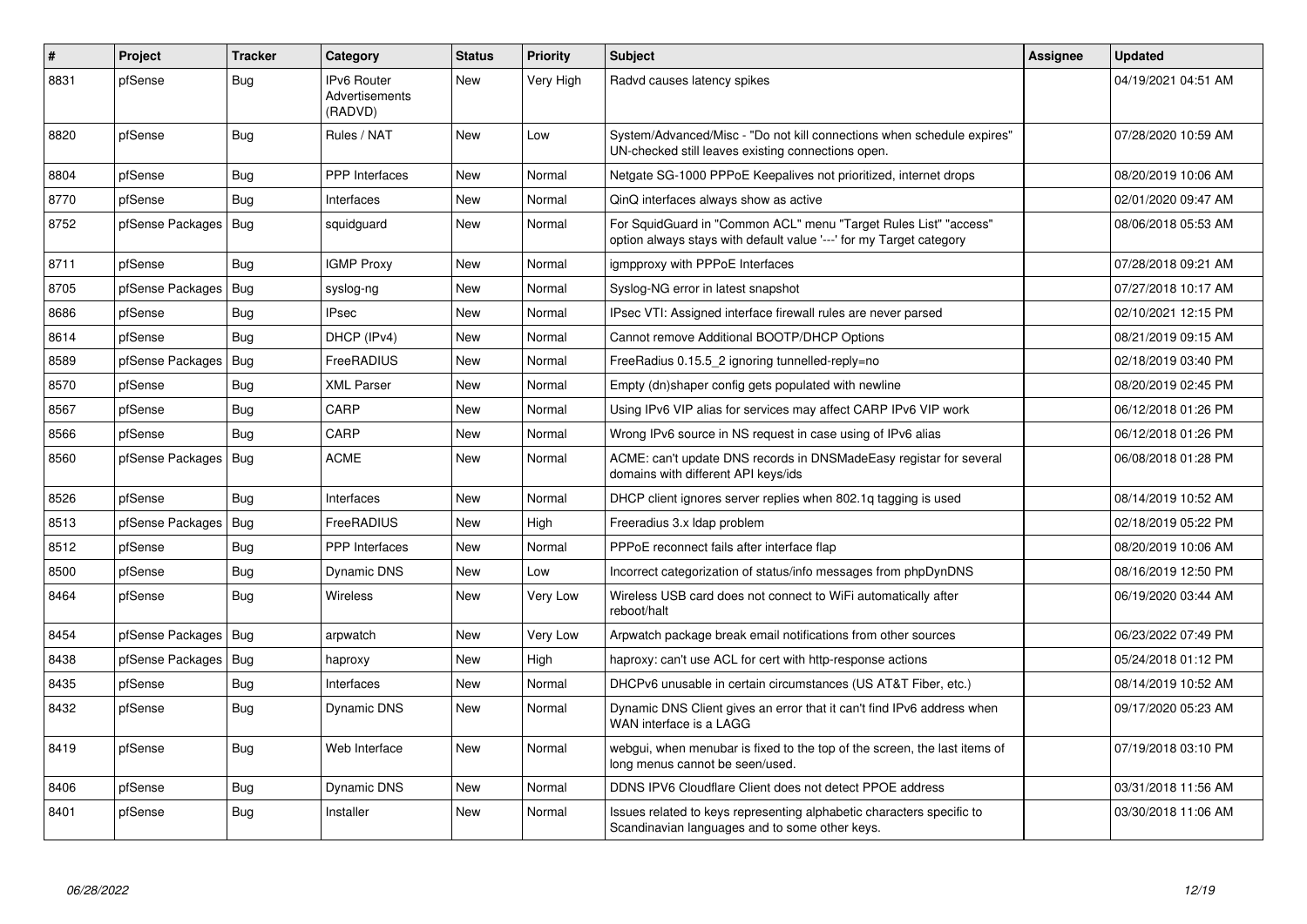| # | Project | Tracker | Category | Status | Priority | Subject | Assignee | Updated |
|---|---|---|---|---|---|---|---|---|
| 8831 | pfSense | Bug | IPv6 Router Advertisements (RADVD) | New | Very High | Radvd causes latency spikes | | 04/19/2021 04:51 AM |
| 8820 | pfSense | Bug | Rules / NAT | New | Low | System/Advanced/Misc - "Do not kill connections when schedule expires" UN-checked still leaves existing connections open. | | 07/28/2020 10:59 AM |
| 8804 | pfSense | Bug | PPP Interfaces | New | Normal | Netgate SG-1000 PPPoE Keepalives not prioritized, internet drops | | 08/20/2019 10:06 AM |
| 8770 | pfSense | Bug | Interfaces | New | Normal | QinQ interfaces always show as active | | 02/01/2020 09:47 AM |
| 8752 | pfSense Packages | Bug | squidguard | New | Normal | For SquidGuard in "Common ACL" menu "Target Rules List" "access" option always stays with default value '---' for my Target category | | 08/06/2018 05:53 AM |
| 8711 | pfSense | Bug | IGMP Proxy | New | Normal | igmpproxy with PPPoE Interfaces | | 07/28/2018 09:21 AM |
| 8705 | pfSense Packages | Bug | syslog-ng | New | Normal | Syslog-NG error in latest snapshot | | 07/27/2018 10:17 AM |
| 8686 | pfSense | Bug | IPsec | New | Normal | IPsec VTI: Assigned interface firewall rules are never parsed | | 02/10/2021 12:15 PM |
| 8614 | pfSense | Bug | DHCP (IPv4) | New | Normal | Cannot remove Additional BOOTP/DHCP Options | | 08/21/2019 09:15 AM |
| 8589 | pfSense Packages | Bug | FreeRADIUS | New | Normal | FreeRadius 0.15.5_2 ignoring tunnelled-reply=no | | 02/18/2019 03:40 PM |
| 8570 | pfSense | Bug | XML Parser | New | Normal | Empty (dn)shaper config gets populated with newline | | 08/20/2019 02:45 PM |
| 8567 | pfSense | Bug | CARP | New | Normal | Using IPv6 VIP alias for services may affect CARP IPv6 VIP work | | 06/12/2018 01:26 PM |
| 8566 | pfSense | Bug | CARP | New | Normal | Wrong IPv6 source in NS request in case using of IPv6 alias | | 06/12/2018 01:26 PM |
| 8560 | pfSense Packages | Bug | ACME | New | Normal | ACME: can't update DNS records in DNSMadeEasy registar for several domains with different API keys/ids | | 06/08/2018 01:28 PM |
| 8526 | pfSense | Bug | Interfaces | New | Normal | DHCP client ignores server replies when 802.1q tagging is used | | 08/14/2019 10:52 AM |
| 8513 | pfSense Packages | Bug | FreeRADIUS | New | High | Freeradius 3.x ldap problem | | 02/18/2019 05:22 PM |
| 8512 | pfSense | Bug | PPP Interfaces | New | Normal | PPPoE reconnect fails after interface flap | | 08/20/2019 10:06 AM |
| 8500 | pfSense | Bug | Dynamic DNS | New | Low | Incorrect categorization of status/info messages from phpDynDNS | | 08/16/2019 12:50 PM |
| 8464 | pfSense | Bug | Wireless | New | Very Low | Wireless USB card does not connect to WiFi automatically after reboot/halt | | 06/19/2020 03:44 AM |
| 8454 | pfSense Packages | Bug | arpwatch | New | Very Low | Arpwatch package break email notifications from other sources | | 06/23/2022 07:49 PM |
| 8438 | pfSense Packages | Bug | haproxy | New | High | haproxy: can't use ACL for cert with http-response actions | | 05/24/2018 01:12 PM |
| 8435 | pfSense | Bug | Interfaces | New | Normal | DHCPv6 unusable in certain circumstances (US AT&T Fiber, etc.) | | 08/14/2019 10:52 AM |
| 8432 | pfSense | Bug | Dynamic DNS | New | Normal | Dynamic DNS Client gives an error that it can't find IPv6 address when WAN interface is a LAGG | | 09/17/2020 05:23 AM |
| 8419 | pfSense | Bug | Web Interface | New | Normal | webgui, when menubar is fixed to the top of the screen, the last items of long menus cannot be seen/used. | | 07/19/2018 03:10 PM |
| 8406 | pfSense | Bug | Dynamic DNS | New | Normal | DDNS IPV6 Cloudflare Client does not detect PPOE address | | 03/31/2018 11:56 AM |
| 8401 | pfSense | Bug | Installer | New | Normal | Issues related to keys representing alphabetic characters specific to Scandinavian languages and to some other keys. | | 03/30/2018 11:06 AM |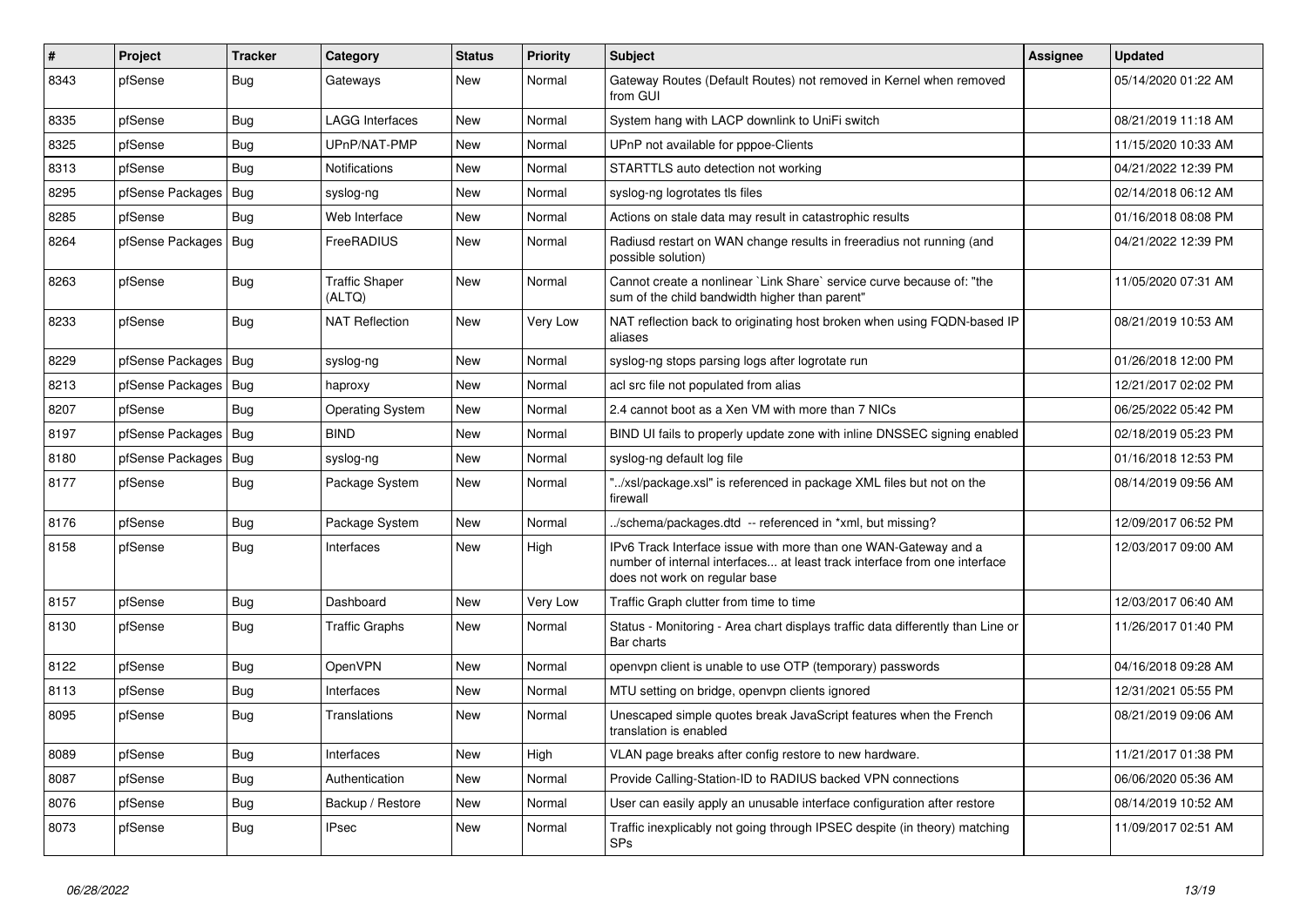| # | Project | Tracker | Category | Status | Priority | Subject | Assignee | Updated |
|---|---|---|---|---|---|---|---|---|
| 8343 | pfSense | Bug | Gateways | New | Normal | Gateway Routes (Default Routes) not removed in Kernel when removed from GUI | | 05/14/2020 01:22 AM |
| 8335 | pfSense | Bug | LAGG Interfaces | New | Normal | System hang with LACP downlink to UniFi switch | | 08/21/2019 11:18 AM |
| 8325 | pfSense | Bug | UPnP/NAT-PMP | New | Normal | UPnP not available for pppoe-Clients | | 11/15/2020 10:33 AM |
| 8313 | pfSense | Bug | Notifications | New | Normal | STARTTLS auto detection not working | | 04/21/2022 12:39 PM |
| 8295 | pfSense Packages | Bug | syslog-ng | New | Normal | syslog-ng logrotates tls files | | 02/14/2018 06:12 AM |
| 8285 | pfSense | Bug | Web Interface | New | Normal | Actions on stale data may result in catastrophic results | | 01/16/2018 08:08 PM |
| 8264 | pfSense Packages | Bug | FreeRADIUS | New | Normal | Radiusd restart on WAN change results in freeradius not running (and possible solution) | | 04/21/2022 12:39 PM |
| 8263 | pfSense | Bug | Traffic Shaper (ALTQ) | New | Normal | Cannot create a nonlinear `Link Share` service curve because of: "the sum of the child bandwidth higher than parent" | | 11/05/2020 07:31 AM |
| 8233 | pfSense | Bug | NAT Reflection | New | Very Low | NAT reflection back to originating host broken when using FQDN-based IP aliases | | 08/21/2019 10:53 AM |
| 8229 | pfSense Packages | Bug | syslog-ng | New | Normal | syslog-ng stops parsing logs after logrotate run | | 01/26/2018 12:00 PM |
| 8213 | pfSense Packages | Bug | haproxy | New | Normal | acl src file not populated from alias | | 12/21/2017 02:02 PM |
| 8207 | pfSense | Bug | Operating System | New | Normal | 2.4 cannot boot as a Xen VM with more than 7 NICs | | 06/25/2022 05:42 PM |
| 8197 | pfSense Packages | Bug | BIND | New | Normal | BIND UI fails to properly update zone with inline DNSSEC signing enabled | | 02/18/2019 05:23 PM |
| 8180 | pfSense Packages | Bug | syslog-ng | New | Normal | syslog-ng default log file | | 01/16/2018 12:53 PM |
| 8177 | pfSense | Bug | Package System | New | Normal | "../xsl/package.xsl" is referenced in package XML files but not on the firewall | | 08/14/2019 09:56 AM |
| 8176 | pfSense | Bug | Package System | New | Normal | ../schema/packages.dtd -- referenced in *xml, but missing? | | 12/09/2017 06:52 PM |
| 8158 | pfSense | Bug | Interfaces | New | High | IPv6 Track Interface issue with more than one WAN-Gateway and a number of internal interfaces... at least track interface from one interface does not work on regular base | | 12/03/2017 09:00 AM |
| 8157 | pfSense | Bug | Dashboard | New | Very Low | Traffic Graph clutter from time to time | | 12/03/2017 06:40 AM |
| 8130 | pfSense | Bug | Traffic Graphs | New | Normal | Status - Monitoring - Area chart displays traffic data differently than Line or Bar charts | | 11/26/2017 01:40 PM |
| 8122 | pfSense | Bug | OpenVPN | New | Normal | openvpn client is unable to use OTP (temporary) passwords | | 04/16/2018 09:28 AM |
| 8113 | pfSense | Bug | Interfaces | New | Normal | MTU setting on bridge, openvpn clients ignored | | 12/31/2021 05:55 PM |
| 8095 | pfSense | Bug | Translations | New | Normal | Unescaped simple quotes break JavaScript features when the French translation is enabled | | 08/21/2019 09:06 AM |
| 8089 | pfSense | Bug | Interfaces | New | High | VLAN page breaks after config restore to new hardware. | | 11/21/2017 01:38 PM |
| 8087 | pfSense | Bug | Authentication | New | Normal | Provide Calling-Station-ID to RADIUS backed VPN connections | | 06/06/2020 05:36 AM |
| 8076 | pfSense | Bug | Backup / Restore | New | Normal | User can easily apply an unusable interface configuration after restore | | 08/14/2019 10:52 AM |
| 8073 | pfSense | Bug | IPsec | New | Normal | Traffic inexplicably not going through IPSEC despite (in theory) matching SPs | | 11/09/2017 02:51 AM |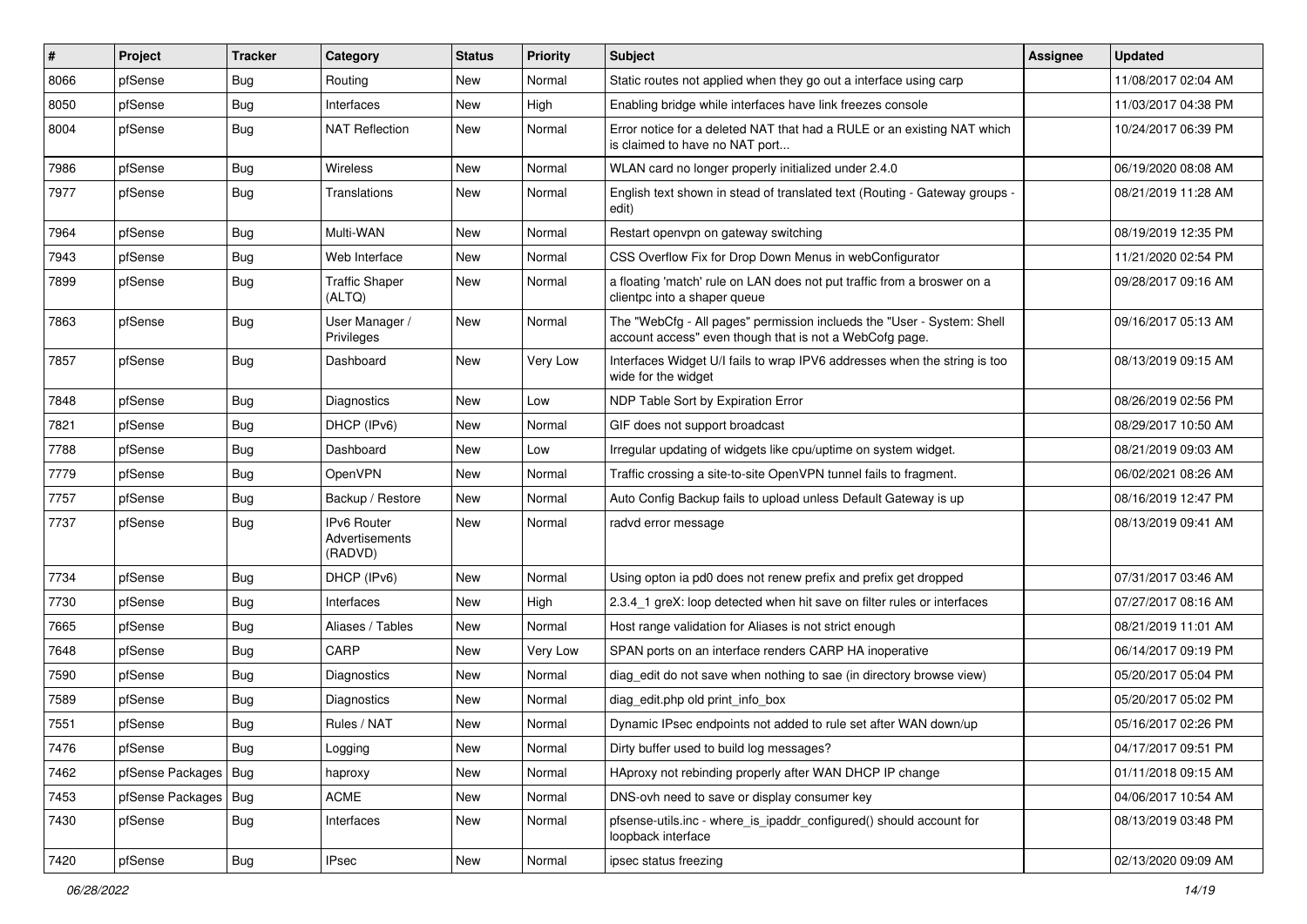| # | Project | Tracker | Category | Status | Priority | Subject | Assignee | Updated |
|---|---|---|---|---|---|---|---|---|
| 8066 | pfSense | Bug | Routing | New | Normal | Static routes not applied when they go out a interface using carp | | 11/08/2017 02:04 AM |
| 8050 | pfSense | Bug | Interfaces | New | High | Enabling bridge while interfaces have link freezes console | | 11/03/2017 04:38 PM |
| 8004 | pfSense | Bug | NAT Reflection | New | Normal | Error notice for a deleted NAT that had a RULE or an existing NAT which is claimed to have no NAT port... | | 10/24/2017 06:39 PM |
| 7986 | pfSense | Bug | Wireless | New | Normal | WLAN card no longer properly initialized under 2.4.0 | | 06/19/2020 08:08 AM |
| 7977 | pfSense | Bug | Translations | New | Normal | English text shown in stead of translated text (Routing - Gateway groups - edit) | | 08/21/2019 11:28 AM |
| 7964 | pfSense | Bug | Multi-WAN | New | Normal | Restart openvpn on gateway switching | | 08/19/2019 12:35 PM |
| 7943 | pfSense | Bug | Web Interface | New | Normal | CSS Overflow Fix for Drop Down Menus in webConfigurator | | 11/21/2020 02:54 PM |
| 7899 | pfSense | Bug | Traffic Shaper (ALTQ) | New | Normal | a floating 'match' rule on LAN does not put traffic from a broswer on a clientpc into a shaper queue | | 09/28/2017 09:16 AM |
| 7863 | pfSense | Bug | User Manager / Privileges | New | Normal | The "WebCfg - All pages" permission inclueds the "User - System: Shell account access" even though that is not a WebCofg page. | | 09/16/2017 05:13 AM |
| 7857 | pfSense | Bug | Dashboard | New | Very Low | Interfaces Widget U/I fails to wrap IPV6 addresses when the string is too wide for the widget | | 08/13/2019 09:15 AM |
| 7848 | pfSense | Bug | Diagnostics | New | Low | NDP Table Sort by Expiration Error | | 08/26/2019 02:56 PM |
| 7821 | pfSense | Bug | DHCP (IPv6) | New | Normal | GIF does not support broadcast | | 08/29/2017 10:50 AM |
| 7788 | pfSense | Bug | Dashboard | New | Low | Irregular updating of widgets like cpu/uptime on system widget. | | 08/21/2019 09:03 AM |
| 7779 | pfSense | Bug | OpenVPN | New | Normal | Traffic crossing a site-to-site OpenVPN tunnel fails to fragment. | | 06/02/2021 08:26 AM |
| 7757 | pfSense | Bug | Backup / Restore | New | Normal | Auto Config Backup fails to upload unless Default Gateway is up | | 08/16/2019 12:47 PM |
| 7737 | pfSense | Bug | IPv6 Router Advertisements (RADVD) | New | Normal | radvd error message | | 08/13/2019 09:41 AM |
| 7734 | pfSense | Bug | DHCP (IPv6) | New | Normal | Using opton ia pd0 does not renew prefix and prefix get dropped | | 07/31/2017 03:46 AM |
| 7730 | pfSense | Bug | Interfaces | New | High | 2.3.4_1 greX: loop detected when hit save on filter rules or interfaces | | 07/27/2017 08:16 AM |
| 7665 | pfSense | Bug | Aliases / Tables | New | Normal | Host range validation for Aliases is not strict enough | | 08/21/2019 11:01 AM |
| 7648 | pfSense | Bug | CARP | New | Very Low | SPAN ports on an interface renders CARP HA inoperative | | 06/14/2017 09:19 PM |
| 7590 | pfSense | Bug | Diagnostics | New | Normal | diag_edit do not save when nothing to sae (in directory browse view) | | 05/20/2017 05:04 PM |
| 7589 | pfSense | Bug | Diagnostics | New | Normal | diag_edit.php old print_info_box | | 05/20/2017 05:02 PM |
| 7551 | pfSense | Bug | Rules / NAT | New | Normal | Dynamic IPsec endpoints not added to rule set after WAN down/up | | 05/16/2017 02:26 PM |
| 7476 | pfSense | Bug | Logging | New | Normal | Dirty buffer used to build log messages? | | 04/17/2017 09:51 PM |
| 7462 | pfSense Packages | Bug | haproxy | New | Normal | HAproxy not rebinding properly after WAN DHCP IP change | | 01/11/2018 09:15 AM |
| 7453 | pfSense Packages | Bug | ACME | New | Normal | DNS-ovh need to save or display consumer key | | 04/06/2017 10:54 AM |
| 7430 | pfSense | Bug | Interfaces | New | Normal | pfsense-utils.inc - where_is_ipaddr_configured() should account for loopback interface | | 08/13/2019 03:48 PM |
| 7420 | pfSense | Bug | IPsec | New | Normal | ipsec status freezing | | 02/13/2020 09:09 AM |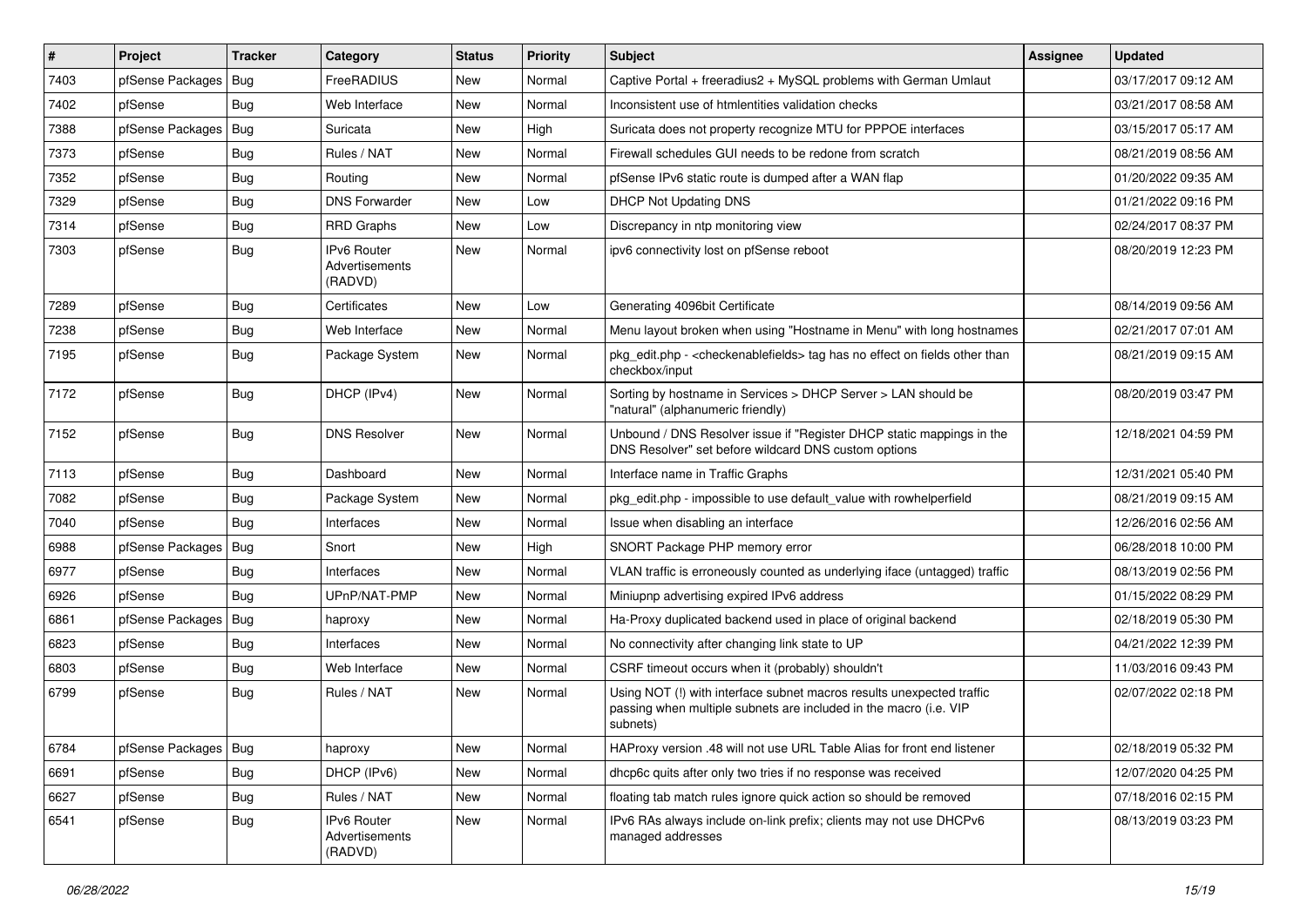| # | Project | Tracker | Category | Status | Priority | Subject | Assignee | Updated |
|---|---|---|---|---|---|---|---|---|
| 7403 | pfSense Packages | Bug | FreeRADIUS | New | Normal | Captive Portal + freeradius2 + MySQL problems with German Umlaut | | 03/17/2017 09:12 AM |
| 7402 | pfSense | Bug | Web Interface | New | Normal | Inconsistent use of htmlentities validation checks | | 03/21/2017 08:58 AM |
| 7388 | pfSense Packages | Bug | Suricata | New | High | Suricata does not property recognize MTU for PPPOE interfaces | | 03/15/2017 05:17 AM |
| 7373 | pfSense | Bug | Rules / NAT | New | Normal | Firewall schedules GUI needs to be redone from scratch | | 08/21/2019 08:56 AM |
| 7352 | pfSense | Bug | Routing | New | Normal | pfSense IPv6 static route is dumped after a WAN flap | | 01/20/2022 09:35 AM |
| 7329 | pfSense | Bug | DNS Forwarder | New | Low | DHCP Not Updating DNS | | 01/21/2022 09:16 PM |
| 7314 | pfSense | Bug | RRD Graphs | New | Low | Discrepancy in ntp monitoring view | | 02/24/2017 08:37 PM |
| 7303 | pfSense | Bug | IPv6 Router Advertisements (RADVD) | New | Normal | ipv6 connectivity lost on pfSense reboot | | 08/20/2019 12:23 PM |
| 7289 | pfSense | Bug | Certificates | New | Low | Generating 4096bit Certificate | | 08/14/2019 09:56 AM |
| 7238 | pfSense | Bug | Web Interface | New | Normal | Menu layout broken when using "Hostname in Menu" with long hostnames | | 02/21/2017 07:01 AM |
| 7195 | pfSense | Bug | Package System | New | Normal | pkg_edit.php - <checkenablefields> tag has no effect on fields other than checkbox/input | | 08/21/2019 09:15 AM |
| 7172 | pfSense | Bug | DHCP (IPv4) | New | Normal | Sorting by hostname in Services > DHCP Server > LAN should be "natural" (alphanumeric friendly) | | 08/20/2019 03:47 PM |
| 7152 | pfSense | Bug | DNS Resolver | New | Normal | Unbound / DNS Resolver issue if "Register DHCP static mappings in the DNS Resolver" set before wildcard DNS custom options | | 12/18/2021 04:59 PM |
| 7113 | pfSense | Bug | Dashboard | New | Normal | Interface name in Traffic Graphs | | 12/31/2021 05:40 PM |
| 7082 | pfSense | Bug | Package System | New | Normal | pkg_edit.php - impossible to use default_value with rowhelperfield | | 08/21/2019 09:15 AM |
| 7040 | pfSense | Bug | Interfaces | New | Normal | Issue when disabling an interface | | 12/26/2016 02:56 AM |
| 6988 | pfSense Packages | Bug | Snort | New | High | SNORT Package PHP memory error | | 06/28/2018 10:00 PM |
| 6977 | pfSense | Bug | Interfaces | New | Normal | VLAN traffic is erroneously counted as underlying iface (untagged) traffic | | 08/13/2019 02:56 PM |
| 6926 | pfSense | Bug | UPnP/NAT-PMP | New | Normal | Miniupnp advertising expired IPv6 address | | 01/15/2022 08:29 PM |
| 6861 | pfSense Packages | Bug | haproxy | New | Normal | Ha-Proxy duplicated backend used in place of original backend | | 02/18/2019 05:30 PM |
| 6823 | pfSense | Bug | Interfaces | New | Normal | No connectivity after changing link state to UP | | 04/21/2022 12:39 PM |
| 6803 | pfSense | Bug | Web Interface | New | Normal | CSRF timeout occurs when it (probably) shouldn't | | 11/03/2016 09:43 PM |
| 6799 | pfSense | Bug | Rules / NAT | New | Normal | Using NOT (!) with interface subnet macros results unexpected traffic passing when multiple subnets are included in the macro (i.e. VIP subnets) | | 02/07/2022 02:18 PM |
| 6784 | pfSense Packages | Bug | haproxy | New | Normal | HAProxy version .48 will not use URL Table Alias for front end listener | | 02/18/2019 05:32 PM |
| 6691 | pfSense | Bug | DHCP (IPv6) | New | Normal | dhcp6c quits after only two tries if no response was received | | 12/07/2020 04:25 PM |
| 6627 | pfSense | Bug | Rules / NAT | New | Normal | floating tab match rules ignore quick action so should be removed | | 07/18/2016 02:15 PM |
| 6541 | pfSense | Bug | IPv6 Router Advertisements (RADVD) | New | Normal | IPv6 RAs always include on-link prefix; clients may not use DHCPv6 managed addresses | | 08/13/2019 03:23 PM |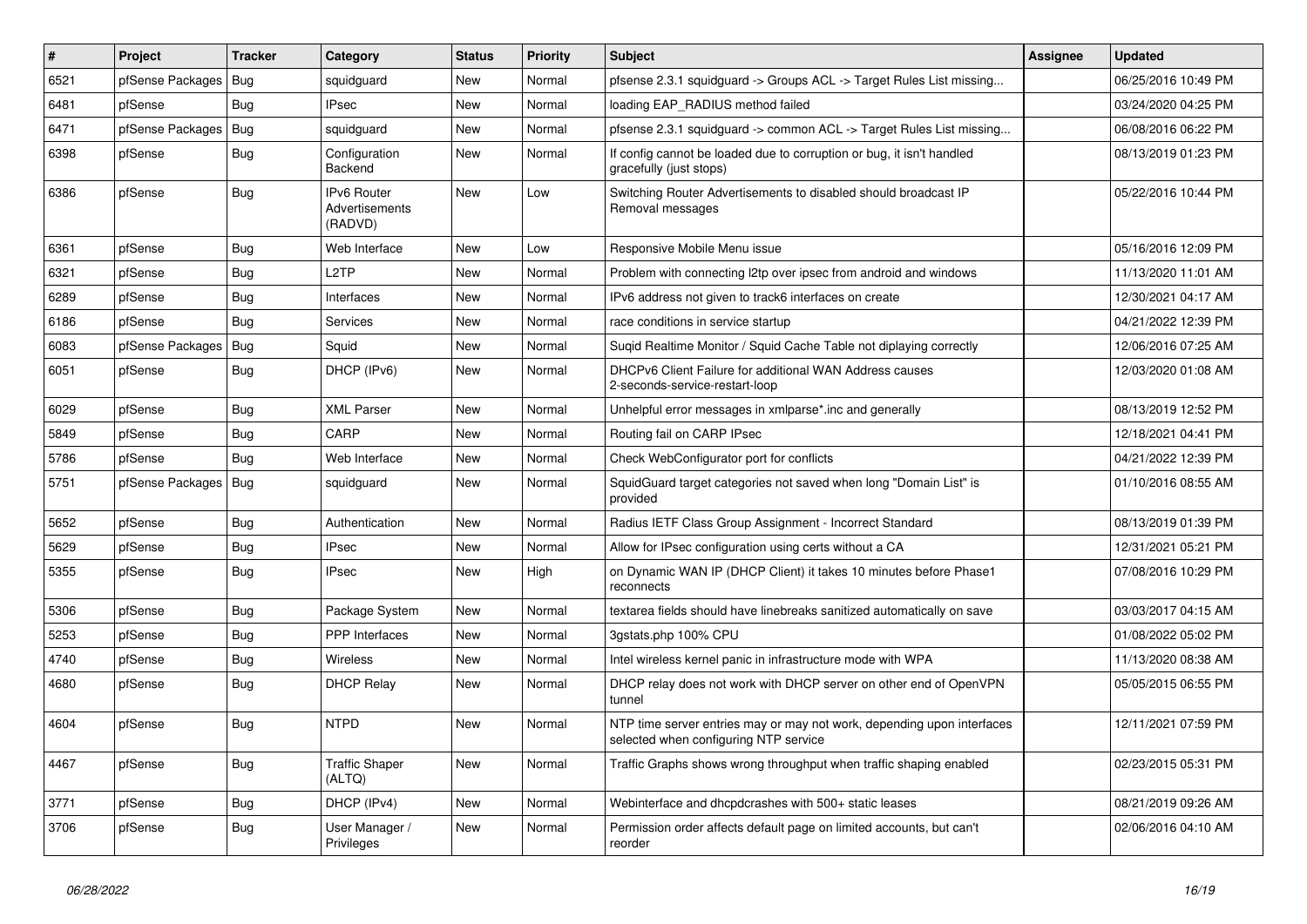| # | Project | Tracker | Category | Status | Priority | Subject | Assignee | Updated |
|---|---|---|---|---|---|---|---|---|
| 6521 | pfSense Packages | Bug | squidguard | New | Normal | pfsense 2.3.1 squidguard -> Groups ACL -> Target Rules List missing... | | 06/25/2016 10:49 PM |
| 6481 | pfSense | Bug | IPsec | New | Normal | loading EAP_RADIUS method failed | | 03/24/2020 04:25 PM |
| 6471 | pfSense Packages | Bug | squidguard | New | Normal | pfsense 2.3.1 squidguard -> common ACL -> Target Rules List missing... | | 06/08/2016 06:22 PM |
| 6398 | pfSense | Bug | Configuration Backend | New | Normal | If config cannot be loaded due to corruption or bug, it isn't handled gracefully (just stops) | | 08/13/2019 01:23 PM |
| 6386 | pfSense | Bug | IPv6 Router Advertisements (RADVD) | New | Low | Switching Router Advertisements to disabled should broadcast IP Removal messages | | 05/22/2016 10:44 PM |
| 6361 | pfSense | Bug | Web Interface | New | Low | Responsive Mobile Menu issue | | 05/16/2016 12:09 PM |
| 6321 | pfSense | Bug | L2TP | New | Normal | Problem with connecting l2tp over ipsec from android and windows | | 11/13/2020 11:01 AM |
| 6289 | pfSense | Bug | Interfaces | New | Normal | IPv6 address not given to track6 interfaces on create | | 12/30/2021 04:17 AM |
| 6186 | pfSense | Bug | Services | New | Normal | race conditions in service startup | | 04/21/2022 12:39 PM |
| 6083 | pfSense Packages | Bug | Squid | New | Normal | Suqid Realtime Monitor / Squid Cache Table not diplaying correctly | | 12/06/2016 07:25 AM |
| 6051 | pfSense | Bug | DHCP (IPv6) | New | Normal | DHCPv6 Client Failure for additional WAN Address causes 2-seconds-service-restart-loop | | 12/03/2020 01:08 AM |
| 6029 | pfSense | Bug | XML Parser | New | Normal | Unhelpful error messages in xmlparse*.inc and generally | | 08/13/2019 12:52 PM |
| 5849 | pfSense | Bug | CARP | New | Normal | Routing fail on CARP IPsec | | 12/18/2021 04:41 PM |
| 5786 | pfSense | Bug | Web Interface | New | Normal | Check WebConfigurator port for conflicts | | 04/21/2022 12:39 PM |
| 5751 | pfSense Packages | Bug | squidguard | New | Normal | SquidGuard target categories not saved when long "Domain List" is provided | | 01/10/2016 08:55 AM |
| 5652 | pfSense | Bug | Authentication | New | Normal | Radius IETF Class Group Assignment - Incorrect Standard | | 08/13/2019 01:39 PM |
| 5629 | pfSense | Bug | IPsec | New | Normal | Allow for IPsec configuration using certs without a CA | | 12/31/2021 05:21 PM |
| 5355 | pfSense | Bug | IPsec | New | High | on Dynamic WAN IP (DHCP Client) it takes 10 minutes before Phase1 reconnects | | 07/08/2016 10:29 PM |
| 5306 | pfSense | Bug | Package System | New | Normal | textarea fields should have linebreaks sanitized automatically on save | | 03/03/2017 04:15 AM |
| 5253 | pfSense | Bug | PPP Interfaces | New | Normal | 3gstats.php 100% CPU | | 01/08/2022 05:02 PM |
| 4740 | pfSense | Bug | Wireless | New | Normal | Intel wireless kernel panic in infrastructure mode with WPA | | 11/13/2020 08:38 AM |
| 4680 | pfSense | Bug | DHCP Relay | New | Normal | DHCP relay does not work with DHCP server on other end of OpenVPN tunnel | | 05/05/2015 06:55 PM |
| 4604 | pfSense | Bug | NTPD | New | Normal | NTP time server entries may or may not work, depending upon interfaces selected when configuring NTP service | | 12/11/2021 07:59 PM |
| 4467 | pfSense | Bug | Traffic Shaper (ALTQ) | New | Normal | Traffic Graphs shows wrong throughput when traffic shaping enabled | | 02/23/2015 05:31 PM |
| 3771 | pfSense | Bug | DHCP (IPv4) | New | Normal | Webinterface and dhcpdcrashes with 500+ static leases | | 08/21/2019 09:26 AM |
| 3706 | pfSense | Bug | User Manager / Privileges | New | Normal | Permission order affects default page on limited accounts, but can't reorder | | 02/06/2016 04:10 AM |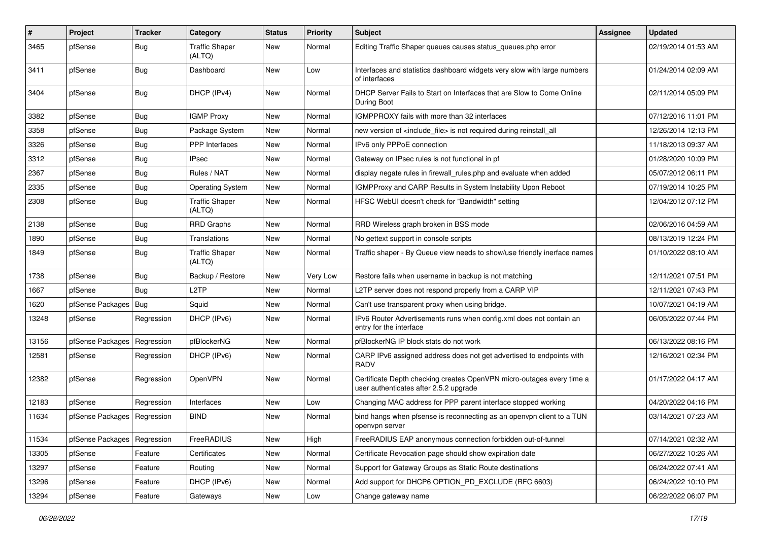| # | Project | Tracker | Category | Status | Priority | Subject | Assignee | Updated |
|---|---|---|---|---|---|---|---|---|
| 3465 | pfSense | Bug | Traffic Shaper (ALTQ) | New | Normal | Editing Traffic Shaper queues causes status_queues.php error | | 02/19/2014 01:53 AM |
| 3411 | pfSense | Bug | Dashboard | New | Low | Interfaces and statistics dashboard widgets very slow with large numbers of interfaces | | 01/24/2014 02:09 AM |
| 3404 | pfSense | Bug | DHCP (IPv4) | New | Normal | DHCP Server Fails to Start on Interfaces that are Slow to Come Online During Boot | | 02/11/2014 05:09 PM |
| 3382 | pfSense | Bug | IGMP Proxy | New | Normal | IGMPPROXY fails with more than 32 interfaces | | 07/12/2016 11:01 PM |
| 3358 | pfSense | Bug | Package System | New | Normal | new version of <include_file> is not required during reinstall_all | | 12/26/2014 12:13 PM |
| 3326 | pfSense | Bug | PPP Interfaces | New | Normal | IPv6 only PPPoE connection | | 11/18/2013 09:37 AM |
| 3312 | pfSense | Bug | IPsec | New | Normal | Gateway on IPsec rules is not functional in pf | | 01/28/2020 10:09 PM |
| 2367 | pfSense | Bug | Rules / NAT | New | Normal | display negate rules in firewall_rules.php and evaluate when added | | 05/07/2012 06:11 PM |
| 2335 | pfSense | Bug | Operating System | New | Normal | IGMPProxy and CARP Results in System Instability Upon Reboot | | 07/19/2014 10:25 PM |
| 2308 | pfSense | Bug | Traffic Shaper (ALTQ) | New | Normal | HFSC WebUI doesn't check for "Bandwidth" setting | | 12/04/2012 07:12 PM |
| 2138 | pfSense | Bug | RRD Graphs | New | Normal | RRD Wireless graph broken in BSS mode | | 02/06/2016 04:59 AM |
| 1890 | pfSense | Bug | Translations | New | Normal | No gettext support in console scripts | | 08/13/2019 12:24 PM |
| 1849 | pfSense | Bug | Traffic Shaper (ALTQ) | New | Normal | Traffic shaper - By Queue view needs to show/use friendly inerface names | | 01/10/2022 08:10 AM |
| 1738 | pfSense | Bug | Backup / Restore | New | Very Low | Restore fails when username in backup is not matching | | 12/11/2021 07:51 PM |
| 1667 | pfSense | Bug | L2TP | New | Normal | L2TP server does not respond properly from a CARP VIP | | 12/11/2021 07:43 PM |
| 1620 | pfSense Packages | Bug | Squid | New | Normal | Can't use transparent proxy when using bridge. | | 10/07/2021 04:19 AM |
| 13248 | pfSense | Regression | DHCP (IPv6) | New | Normal | IPv6 Router Advertisements runs when config.xml does not contain an entry for the interface | | 06/05/2022 07:44 PM |
| 13156 | pfSense Packages | Regression | pfBlockerNG | New | Normal | pfBlockerNG IP block stats do not work | | 06/13/2022 08:16 PM |
| 12581 | pfSense | Regression | DHCP (IPv6) | New | Normal | CARP IPv6 assigned address does not get advertised to endpoints with RADV | | 12/16/2021 02:34 PM |
| 12382 | pfSense | Regression | OpenVPN | New | Normal | Certificate Depth checking creates OpenVPN micro-outages every time a user authenticates after 2.5.2 upgrade | | 01/17/2022 04:17 AM |
| 12183 | pfSense | Regression | Interfaces | New | Low | Changing MAC address for PPP parent interface stopped working | | 04/20/2022 04:16 PM |
| 11634 | pfSense Packages | Regression | BIND | New | Normal | bind hangs when pfsense is reconnecting as an openvpn client to a TUN openvpn server | | 03/14/2021 07:23 AM |
| 11534 | pfSense Packages | Regression | FreeRADIUS | New | High | FreeRADIUS EAP anonymous connection forbidden out-of-tunnel | | 07/14/2021 02:32 AM |
| 13305 | pfSense | Feature | Certificates | New | Normal | Certificate Revocation page should show expiration date | | 06/27/2022 10:26 AM |
| 13297 | pfSense | Feature | Routing | New | Normal | Support for Gateway Groups as Static Route destinations | | 06/24/2022 07:41 AM |
| 13296 | pfSense | Feature | DHCP (IPv6) | New | Normal | Add support for DHCP6 OPTION_PD_EXCLUDE (RFC 6603) | | 06/24/2022 10:10 PM |
| 13294 | pfSense | Feature | Gateways | New | Low | Change gateway name | | 06/22/2022 06:07 PM |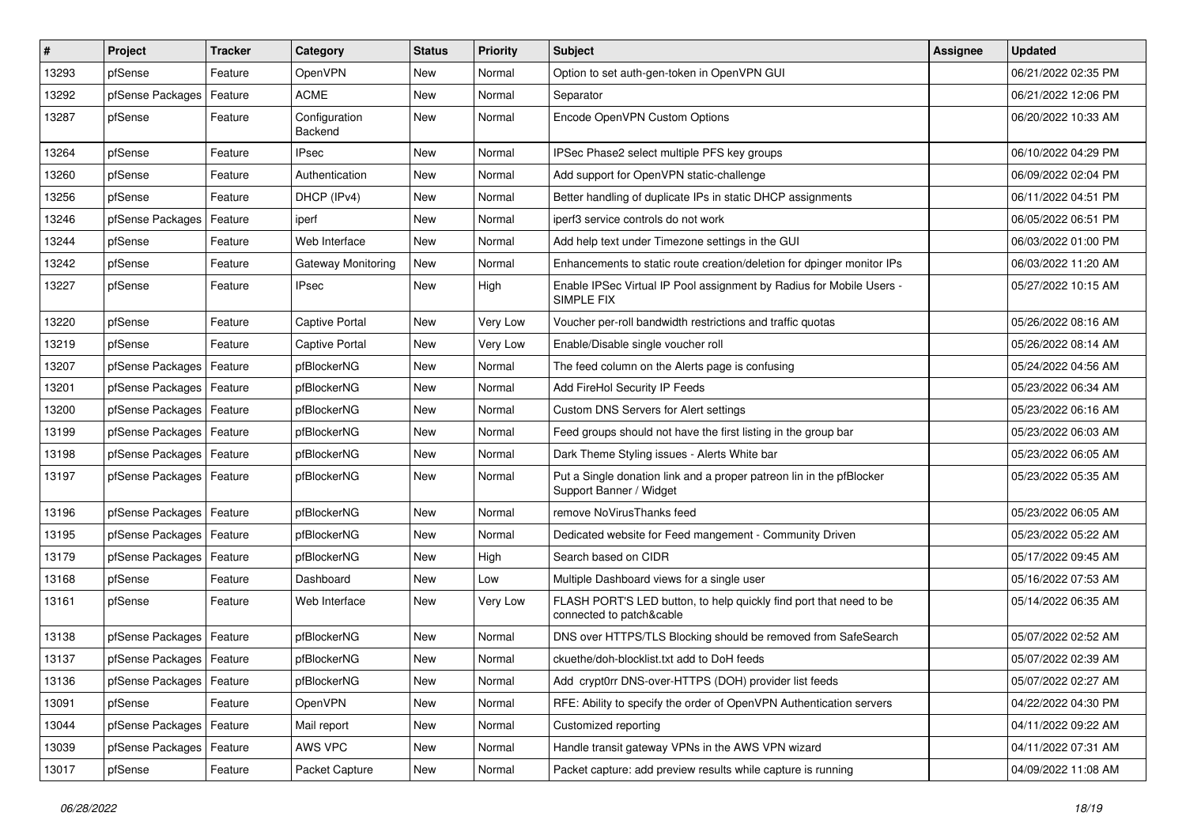| # | Project | Tracker | Category | Status | Priority | Subject | Assignee | Updated |
|---|---|---|---|---|---|---|---|---|
| 13293 | pfSense | Feature | OpenVPN | New | Normal | Option to set auth-gen-token in OpenVPN GUI | | 06/21/2022 02:35 PM |
| 13292 | pfSense Packages | Feature | ACME | New | Normal | Separator | | 06/21/2022 12:06 PM |
| 13287 | pfSense | Feature | Configuration Backend | New | Normal | Encode OpenVPN Custom Options | | 06/20/2022 10:33 AM |
| 13264 | pfSense | Feature | IPsec | New | Normal | IPSec Phase2 select multiple PFS key groups | | 06/10/2022 04:29 PM |
| 13260 | pfSense | Feature | Authentication | New | Normal | Add support for OpenVPN static-challenge | | 06/09/2022 02:04 PM |
| 13256 | pfSense | Feature | DHCP (IPv4) | New | Normal | Better handling of duplicate IPs in static DHCP assignments | | 06/11/2022 04:51 PM |
| 13246 | pfSense Packages | Feature | iperf | New | Normal | iperf3 service controls do not work | | 06/05/2022 06:51 PM |
| 13244 | pfSense | Feature | Web Interface | New | Normal | Add help text under Timezone settings in the GUI | | 06/03/2022 01:00 PM |
| 13242 | pfSense | Feature | Gateway Monitoring | New | Normal | Enhancements to static route creation/deletion for dpinger monitor IPs | | 06/03/2022 11:20 AM |
| 13227 | pfSense | Feature | IPsec | New | High | Enable IPSec Virtual IP Pool assignment by Radius for Mobile Users - SIMPLE FIX | | 05/27/2022 10:15 AM |
| 13220 | pfSense | Feature | Captive Portal | New | Very Low | Voucher per-roll bandwidth restrictions and traffic quotas | | 05/26/2022 08:16 AM |
| 13219 | pfSense | Feature | Captive Portal | New | Very Low | Enable/Disable single voucher roll | | 05/26/2022 08:14 AM |
| 13207 | pfSense Packages | Feature | pfBlockerNG | New | Normal | The feed column on the Alerts page is confusing | | 05/24/2022 04:56 AM |
| 13201 | pfSense Packages | Feature | pfBlockerNG | New | Normal | Add FireHol Security IP Feeds | | 05/23/2022 06:34 AM |
| 13200 | pfSense Packages | Feature | pfBlockerNG | New | Normal | Custom DNS Servers for Alert settings | | 05/23/2022 06:16 AM |
| 13199 | pfSense Packages | Feature | pfBlockerNG | New | Normal | Feed groups should not have the first listing in the group bar | | 05/23/2022 06:03 AM |
| 13198 | pfSense Packages | Feature | pfBlockerNG | New | Normal | Dark Theme Styling issues - Alerts White bar | | 05/23/2022 06:05 AM |
| 13197 | pfSense Packages | Feature | pfBlockerNG | New | Normal | Put a Single donation link and a proper patreon lin in the pfBlocker Support Banner / Widget | | 05/23/2022 05:35 AM |
| 13196 | pfSense Packages | Feature | pfBlockerNG | New | Normal | remove NoVirusThanks feed | | 05/23/2022 06:05 AM |
| 13195 | pfSense Packages | Feature | pfBlockerNG | New | Normal | Dedicated website for Feed mangement - Community Driven | | 05/23/2022 05:22 AM |
| 13179 | pfSense Packages | Feature | pfBlockerNG | New | High | Search based on CIDR | | 05/17/2022 09:45 AM |
| 13168 | pfSense | Feature | Dashboard | New | Low | Multiple Dashboard views for a single user | | 05/16/2022 07:53 AM |
| 13161 | pfSense | Feature | Web Interface | New | Very Low | FLASH PORT'S LED button, to help quickly find port that need to be connected to patch&cable | | 05/14/2022 06:35 AM |
| 13138 | pfSense Packages | Feature | pfBlockerNG | New | Normal | DNS over HTTPS/TLS Blocking should be removed from SafeSearch | | 05/07/2022 02:52 AM |
| 13137 | pfSense Packages | Feature | pfBlockerNG | New | Normal | ckuethe/doh-blocklist.txt add to DoH feeds | | 05/07/2022 02:39 AM |
| 13136 | pfSense Packages | Feature | pfBlockerNG | New | Normal | Add crypt0rr DNS-over-HTTPS (DOH) provider list feeds | | 05/07/2022 02:27 AM |
| 13091 | pfSense | Feature | OpenVPN | New | Normal | RFE: Ability to specify the order of OpenVPN Authentication servers | | 04/22/2022 04:30 PM |
| 13044 | pfSense Packages | Feature | Mail report | New | Normal | Customized reporting | | 04/11/2022 09:22 AM |
| 13039 | pfSense Packages | Feature | AWS VPC | New | Normal | Handle transit gateway VPNs in the AWS VPN wizard | | 04/11/2022 07:31 AM |
| 13017 | pfSense | Feature | Packet Capture | New | Normal | Packet capture: add preview results while capture is running | | 04/09/2022 11:08 AM |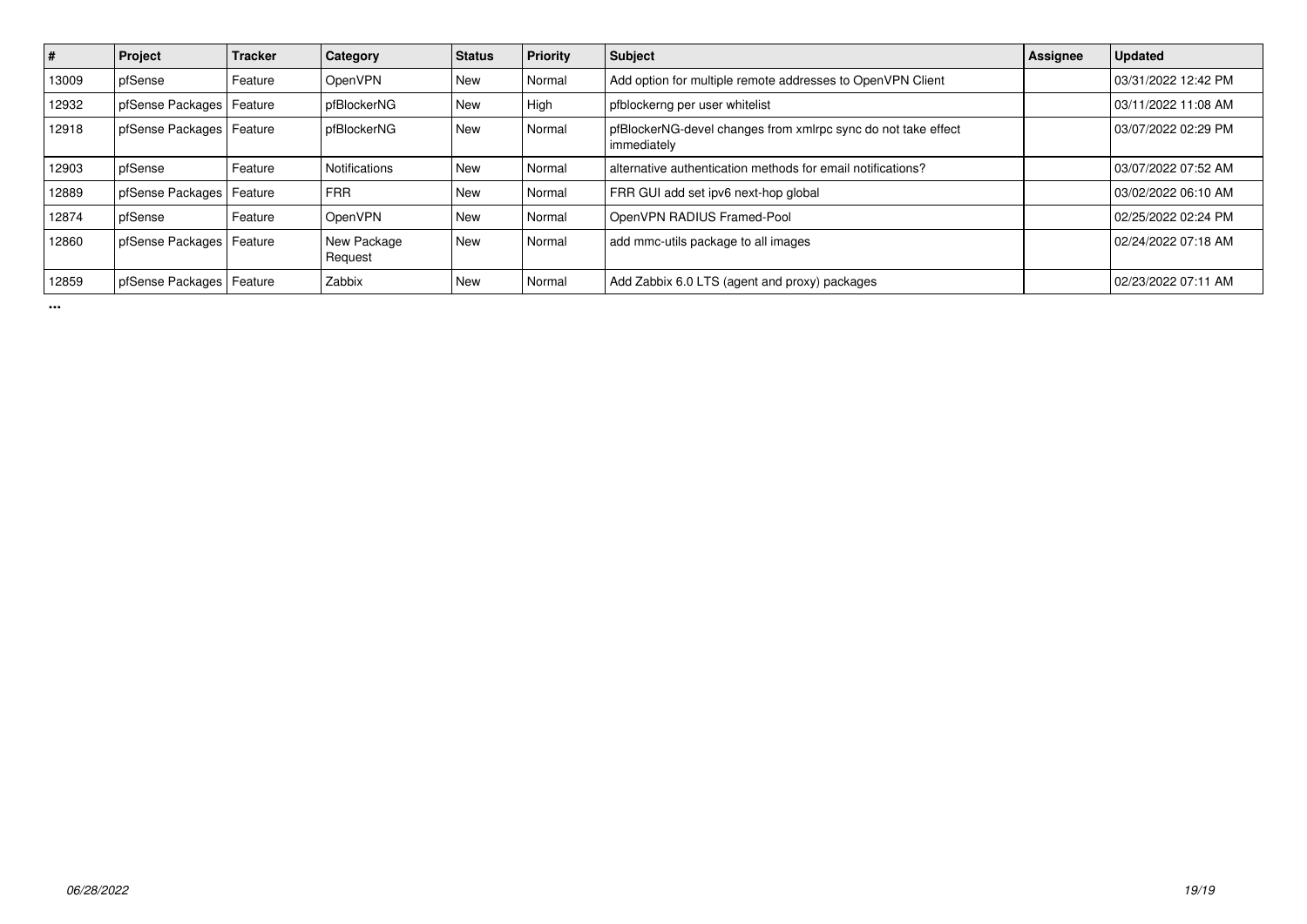| # | Project | Tracker | Category | Status | Priority | Subject | Assignee | Updated |
|---|---|---|---|---|---|---|---|---|
| 13009 | pfSense | Feature | OpenVPN | New | Normal | Add option for multiple remote addresses to OpenVPN Client | | 03/31/2022 12:42 PM |
| 12932 | pfSense Packages | Feature | pfBlockerNG | New | High | pfblockerng per user whitelist | | 03/11/2022 11:08 AM |
| 12918 | pfSense Packages | Feature | pfBlockerNG | New | Normal | pfBlockerNG-devel changes from xmlrpc sync do not take effect immediately | | 03/07/2022 02:29 PM |
| 12903 | pfSense | Feature | Notifications | New | Normal | alternative authentication methods for email notifications? | | 03/07/2022 07:52 AM |
| 12889 | pfSense Packages | Feature | FRR | New | Normal | FRR GUI add set ipv6 next-hop global | | 03/02/2022 06:10 AM |
| 12874 | pfSense | Feature | OpenVPN | New | Normal | OpenVPN RADIUS Framed-Pool | | 02/25/2022 02:24 PM |
| 12860 | pfSense Packages | Feature | New Package Request | New | Normal | add mmc-utils package to all images | | 02/24/2022 07:18 AM |
| 12859 | pfSense Packages | Feature | Zabbix | New | Normal | Add Zabbix 6.0 LTS (agent and proxy) packages | | 02/23/2022 07:11 AM |

...